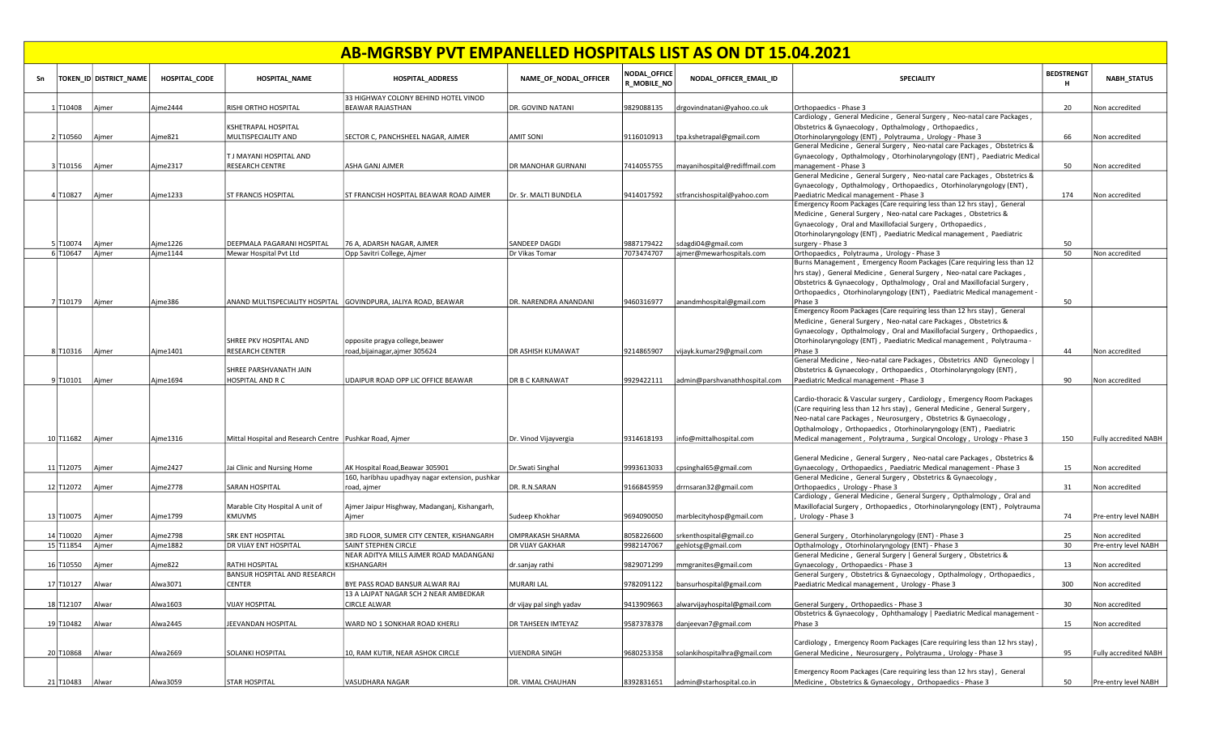# AB-MGRSBY PVT EMPANELLED HOSPITALS LIST AS ON DT 15.04.2021

| Sn | TOKEN_ID | DISTRICT_NAME | HOSPITAL_CODE | HOSPITAL_NAME | HOSPITAL_ADDRESS | NAME_OF_NODAL_OFFICER | NODAL_OFFICER_MOBILE_NO | NODAL_OFFICER_EMAIL_ID | SPECIALITY | BEDSTRENGTH | NABH_STATUS |
|---|---|---|---|---|---|---|---|---|---|---|---|
| 1 | T10408 | Ajmer | Ajme2444 | RISHI ORTHO HOSPITAL | 33 HIGHWAY COLONY BEHIND HOTEL VINOD BEAWAR RAJASTHAN | DR. GOVIND NATANI | 9829088135 | drgovindnatani@yahoo.co.uk | Orthopaedics - Phase 3 | 20 | Non accredited |
| 2 | T10560 | Ajmer | Ajme821 | KSHETRAPAL HOSPITAL MULTISPECIALITY AND | SECTOR C, PANCHSHEEL NAGAR, AJMER | AMIT SONI | 9116010913 | tpa.kshetrapal@gmail.com | Cardiology , General Medicine , General Surgery , Neo-natal care Packages , Obstetrics & Gynaecology , Opthalmology , Orthopaedics , Otorhinolaryngology (ENT) , Polytrauma , Urology - Phase 3 | 66 | Non accredited |
| 3 | T10156 | Ajmer | Ajme2317 | T J MAYANI HOSPITAL AND RESEARCH CENTRE | ASHA GANJ AJMER | DR MANOHAR GURNANI | 7414055755 | mayanihospital@rediffmail.com | General Medicine , General Surgery , Neo-natal care Packages , Obstetrics & Gynaecology , Opthalmology , Otorhinolaryngology (ENT) , Paediatric Medical management - Phase 3 | 50 | Non accredited |
| 4 | T10827 | Ajmer | Ajme1233 | ST FRANCIS HOSPITAL | ST FRANCISH HOSPITAL BEAWAR ROAD AJMER | Dr. Sr. MALTI BUNDELA | 9414017592 | stfrancishospital@yahoo.com | General Medicine , General Surgery , Neo-natal care Packages , Obstetrics & Gynaecology , Opthalmology , Orthopaedics , Otorhinolaryngology (ENT) , Paediatric Medical management - Phase 3 | 174 | Non accredited |
| 5 | T10074 | Ajmer | Ajme1226 | DEEPMALA PAGARANI HOSPITAL | 76 A, ADARSH NAGAR, AJMER | SANDEEP DAGDI | 9887179422 | sdagdi04@gmail.com | Emergency Room Packages (Care requiring less than 12 hrs stay) , General Medicine , General Surgery , Neo-natal care Packages , Obstetrics & Gynaecology , Oral and Maxillofacial Surgery , Orthopaedics , Otorhinolaryngology (ENT) , Paediatric Medical management , Paediatric surgery - Phase 3 | 50 | |
| 6 | T10647 | Ajmer | Ajme1144 | Mewar Hospital Pvt Ltd | Opp Savitri College, Ajmer | Dr Vikas Tomar | 7073474707 | ajmer@mewarhospitals.com | Orthopaedics , Polytrauma , Urology - Phase 3 | 50 | Non accredited |
| 7 | T10179 | Ajmer | Ajme386 | ANAND MULTISPECIALITY HOSPITAL | GOVINDPURA, JALIYA ROAD, BEAWAR | DR. NARENDRA ANANDANI | 9460316977 | anandmhospital@gmail.com | Burns Management , Emergency Room Packages (Care requiring less than 12 hrs stay) , General Medicine , General Surgery , Neo-natal care Packages , Obstetrics & Gynaecology , Opthalmology , Oral and Maxillofacial Surgery , Orthopaedics , Otorhinolaryngology (ENT) , Paediatric Medical management - Phase 3 | 50 | |
| 8 | T10316 | Ajmer | Ajme1401 | SHREE PKV HOSPITAL AND RESEARCH CENTER | opposite pragya college,beawer road,bijainagar,ajmer 305624 | DR ASHISH KUMAWAT | 9214865907 | vijayk.kumar29@gmail.com | Emergency Room Packages (Care requiring less than 12 hrs stay) , General Medicine , General Surgery , Neo-natal care Packages , Obstetrics & Gynaecology , Opthalmology , Oral and Maxillofacial Surgery , Orthopaedics , Otorhinolaryngology (ENT) , Paediatric Medical management , Polytrauma - Phase 3 | 44 | Non accredited |
| 9 | T10101 | Ajmer | Ajme1694 | SHREE PARSHVANATH JAIN HOSPITAL AND R C | UDAIPUR ROAD OPP LIC OFFICE BEAWAR | DR B C KARNAWAT | 9929422111 | admin@parshvanathhospital.com | General Medicine , Neo-natal care Packages , Obstetrics AND Gynecology \| Obstetrics & Gynaecology , Orthopaedics , Otorhinolaryngology (ENT) , Paediatric Medical management - Phase 3 | 90 | Non accredited |
| 10 | T11682 | Ajmer | Ajme1316 | Mittal Hospital and Research Centre | Pushkar Road, Ajmer | Dr. Vinod Vijayvergia | 9314618193 | info@mittalhospital.com | Cardio-thoracic & Vascular surgery , Cardiology , Emergency Room Packages (Care requiring less than 12 hrs stay) , General Medicine , General Surgery , Neo-natal care Packages , Neurosurgery , Obstetrics & Gynaecology , Opthalmology , Orthopaedics , Otorhinolaryngology (ENT) , Paediatric Medical management , Polytrauma , Surgical Oncology , Urology - Phase 3 | 150 | Fully accredited NABH |
| 11 | T12075 | Ajmer | Ajme2427 | Jai Clinic and Nursing Home | AK Hospital Road,Beawar 305901 | Dr.Swati Singhal | 9993613033 | cpsinghal65@gmail.com | General Medicine , General Surgery , Neo-natal care Packages , Obstetrics & Gynaecology , Orthopaedics , Paediatric Medical management - Phase 3 | 15 | Non accredited |
| 12 | T12072 | Ajmer | Ajme2778 | SARAN HOSPITAL | 160, haribhau upadhyay nagar extension, pushkar road, ajmer | DR. R.N.SARAN | 9166845959 | drrnsaran32@gmail.com | General Medicine , General Surgery , Obstetrics & Gynaecology , Orthopaedics , Urology - Phase 3 | 31 | Non accredited |
| 13 | T10075 | Ajmer | Ajme1799 | Marable City Hospital A unit of KMUVMS | Ajmer Jaipur Hisghway, Madanganj, Kishangarh, Ajmer | Sudeep Khokhar | 9694090050 | marblecityhosp@gmail.com | Cardiology , General Medicine , General Surgery , Opthalmology , Oral and Maxillofacial Surgery , Orthopaedics , Otorhinolaryngology (ENT) , Polytrauma , Urology - Phase 3 | 74 | Pre-entry level NABH |
| 14 | T10020 | Ajmer | Ajme2798 | SRK ENT HOSPITAL | 3RD FLOOR, SUMER CITY CENTER, KISHANGARH | OMPRAKASH SHARMA | 8058226600 | srkenthospital@gmail.co | General Surgery , Otorhinolaryngology (ENT) - Phase 3 | 25 | Non accredited |
| 15 | T11854 | Ajmer | Ajme1882 | DR VIJAY ENT HOSPITAL | SAINT STEPHEN CIRCLE | DR VIJAY GAKHAR | 9982147067 | gehlotsg@gmail.com | Opthalmology , Otorhinolaryngology (ENT) - Phase 3 | 30 | Pre-entry level NABH |
| 16 | T10550 | Ajmer | Ajme822 | RATHI HOSPITAL | NEAR ADITYA MILLS AJMER ROAD MADANGANJ KISHANGARH | dr.sanjay rathi | 9829071299 | mmgranites@gmail.com | General Medicine , General Surgery \| General Surgery , Obstetrics & Gynaecology , Orthopaedics - Phase 3 | 13 | Non accredited |
| 17 | T10127 | Alwar | Alwa3071 | BANSUR HOSPITAL AND RESEARCH CENTER | BYE PASS ROAD BANSUR ALWAR RAJ | MURARI LAL | 9782091122 | bansurhospital@gmail.com | General Surgery , Obstetrics & Gynaecology , Opthalmology , Orthopaedics , Paediatric Medical management , Urology - Phase 3 | 300 | Non accredited |
| 18 | T12107 | Alwar | Alwa1603 | VIJAY HOSPITAL | 13 A LAJPAT NAGAR SCH 2 NEAR AMBEDKAR CIRCLE ALWAR | dr vijay pal singh yadav | 9413909663 | alwarvijayhospital@gmail.com | General Surgery , Orthopaedics - Phase 3 | 30 | Non accredited |
| 19 | T10482 | Alwar | Alwa2445 | JEEVANDAN HOSPITAL | WARD NO 1 SONKHAR ROAD KHERLI | DR TAHSEEN IMTEYAZ | 9587378378 | danjeevan7@gmail.com | Obstetrics & Gynaecology , Ophthamalogy \| Paediatric Medical management - Phase 3 | 15 | Non accredited |
| 20 | T10868 | Alwar | Alwa2669 | SOLANKI HOSPITAL | 10, RAM KUTIR, NEAR ASHOK CIRCLE | VIJENDRA SINGH | 9680253358 | solankihospitalra@gmail.com | Cardiology , Emergency Room Packages (Care requiring less than 12 hrs stay) , General Medicine , Neurosurgery , Polytrauma , Urology - Phase 3 | 95 | Fully accredited NABH |
| 21 | T10483 | Alwar | Alwa3059 | STAR HOSPITAL | VASUDHARA NAGAR | DR. VIMAL CHAUHAN | 8392831651 | admin@starhospital.co.in | Emergency Room Packages (Care requiring less than 12 hrs stay) , General Medicine , Obstetrics & Gynaecology , Orthopaedics - Phase 3 | 50 | Pre-entry level NABH |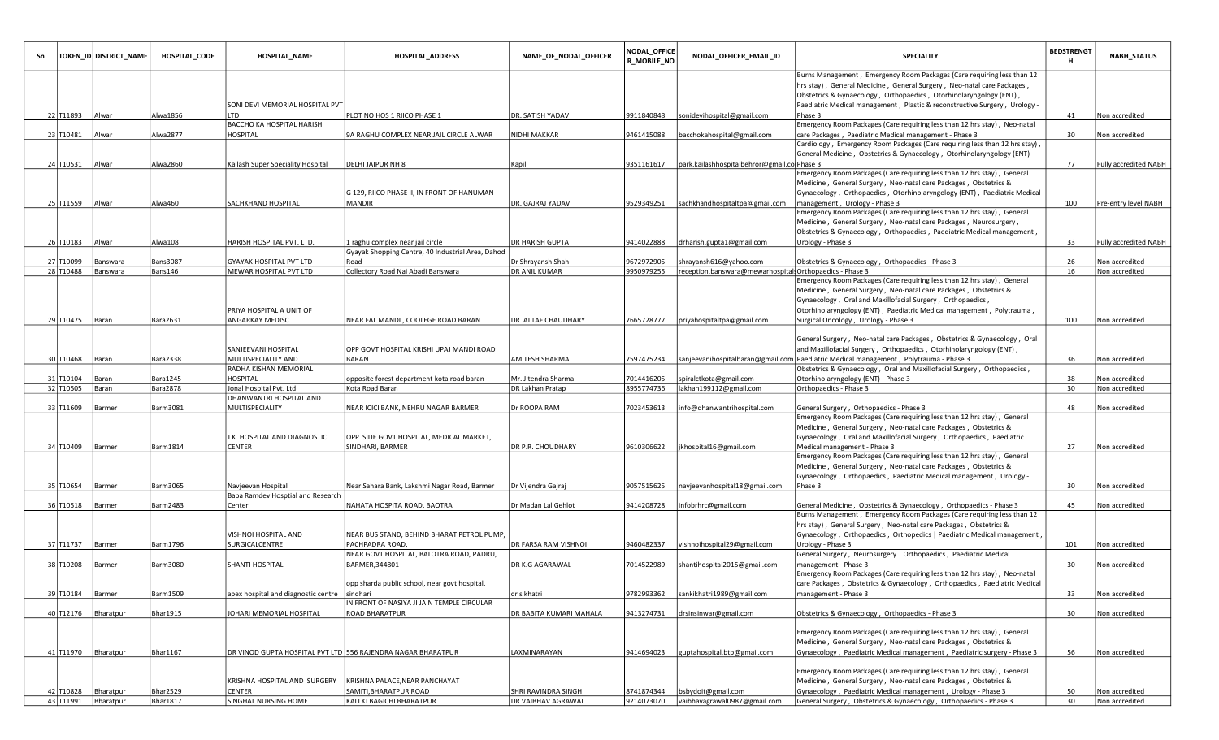| Sn | TOKEN_ID | DISTRICT_NAME | HOSPITAL_CODE | HOSPITAL_NAME | HOSPITAL_ADDRESS | NAME_OF_NODAL_OFFICER | NODAL_OFFICER_MOBILE_NO | NODAL_OFFICER_EMAIL_ID | SPECIALITY | BEDSTRENGTH | NABH_STATUS |
|---|---|---|---|---|---|---|---|---|---|---|---|
| 22 | T11893 | Alwar | Alwa1856 | SONI DEVI MEMORIAL HOSPITAL PVT LTD | PLOT NO HOS 1 RIICO PHASE 1 | DR. SATISH YADAV | 9911840848 | sonidevihospital@gmail.com | Burns Management , Emergency Room Packages (Care requiring less than 12 hrs stay) , General Medicine , General Surgery , Neo-natal care Packages , Obstetrics & Gynaecology , Orthopaedics , Otorhinolaryngology (ENT) , Paediatric Medical management , Plastic & reconstructive Surgery , Urology - Phase 3 | 41 | Non accredited |
| 23 | T10481 | Alwar | Alwa2877 | BACCHO KA HOSPITAL HARISH HOSPITAL | 9A RAGHU COMPLEX NEAR JAIL CIRCLE ALWAR | NIDHI MAKKAR | 9461415088 | bacchokahospital@gmail.com | Emergency Room Packages (Care requiring less than 12 hrs stay) , Neo-natal care Packages , Paediatric Medical management - Phase 3 | 30 | Non accredited |
| 24 | T10531 | Alwar | Alwa2860 | Kailash Super Speciality Hospital | DELHI JAIPUR NH 8 | Kapil | 9351161617 | park.kailashhospitalbehror@gmail.co | Cardiology , Emergency Room Packages (Care requiring less than 12 hrs stay) , General Medicine , Obstetrics & Gynaecology , Otorhinolaryngology (ENT) - Phase 3 | 77 | Fully accredited NABH |
| 25 | T11559 | Alwar | Alwa460 | SACHKHAND HOSPITAL | G 129, RIICO PHASE II, IN FRONT OF HANUMAN MANDIR | DR. GAJRAJ YADAV | 9529349251 | sachkhandhospitaltpa@gmail.com | Emergency Room Packages (Care requiring less than 12 hrs stay) , General Medicine , General Surgery , Neo-natal care Packages , Obstetrics & Gynaecology , Orthopaedics , Otorhinolaryngology (ENT) , Paediatric Medical management , Urology - Phase 3 | 100 | Pre-entry level NABH |
| 26 | T10183 | Alwar | Alwa108 | HARISH HOSPITAL PVT. LTD. | 1 raghu complex near jail circle | DR HARISH GUPTA | 9414022888 | drharish.gupta1@gmail.com | Emergency Room Packages (Care requiring less than 12 hrs stay) , General Medicine , General Surgery , Neo-natal care Packages , Neurosurgery , Obstetrics & Gynaecology , Orthopaedics , Paediatric Medical management , Urology - Phase 3 | 33 | Fully accredited NABH |
| 27 | T10099 | Banswara | Bans3087 | GYAYAK HOSPITAL PVT LTD | Gyayak Shopping Centre, 40 Industrial Area, Dahod Road | Dr Shrayansh Shah | 9672972905 | shrayansh616@yahoo.com | Obstetrics & Gynaecology , Orthopaedics - Phase 3 | 26 | Non accredited |
| 28 | T10488 | Banswara | Bans146 | MEWAR HOSPITAL PVT LTD | Collectory Road Nai Abadi Banswara | DR ANIL KUMAR | 9950979255 | reception.banswara@mewarhospital | Orthopaedics - Phase 3 | 16 | Non accredited |
| 29 | T10475 | Baran | Bara2631 | PRIYA HOSPITAL A UNIT OF ANGARKAY MEDISC | NEAR FAL MANDI , COOLEGE ROAD BARAN | DR. ALTAF CHAUDHARY | 7665728777 | priyahospitaltpa@gmail.com | Emergency Room Packages (Care requiring less than 12 hrs stay) , General Medicine , General Surgery , Neo-natal care Packages , Obstetrics & Gynaecology , Oral and Maxillofacial Surgery , Orthopaedics , Otorhinolaryngology (ENT) , Paediatric Medical management , Polytrauma , Surgical Oncology , Urology - Phase 3 | 100 | Non accredited |
| 30 | T10468 | Baran | Bara2338 | SANJEEVANI HOSPITAL MULTISPECIALITY AND | OPP GOVT HOSPITAL KRISHI UPAJ MANDI ROAD BARAN | AMITESH SHARMA | 7597475234 | sanjeevanihospitalbaran@gmail.com | General Surgery , Neo-natal care Packages , Obstetrics & Gynaecology , Oral and Maxillofacial Surgery , Orthopaedics , Otorhinolaryngology (ENT) , Paediatric Medical management , Polytrauma - Phase 3 | 36 | Non accredited |
| 31 | T10104 | Baran | Bara1245 | RADHA KISHAN MEMORIAL HOSPITAL | opposite forest department kota road baran | Mr. Jitendra Sharma | 7014416205 | spiralctkota@gmail.com | Obstetrics & Gynaecology , Oral and Maxillofacial Surgery , Orthopaedics , Otorhinolaryngology (ENT) - Phase 3 | 38 | Non accredited |
| 32 | T10505 | Baran | Bara2878 | Jonal Hospital Pvt. Ltd | Kota Road Baran | DR Lakhan Pratap | 8955774736 | lakhan199112@gmail.com | Orthopaedics - Phase 3 | 30 | Non accredited |
| 33 | T11609 | Barmer | Barm3081 | DHANWANTRI HOSPITAL AND MULTISPECIALITY | NEAR ICICI BANK, NEHRU NAGAR BARMER | Dr ROOPA RAM | 7023453613 | info@dhanwantrihospital.com | General Surgery , Orthopaedics - Phase 3 | 48 | Non accredited |
| 34 | T10409 | Barmer | Barm1814 | J.K. HOSPITAL AND DIAGNOSTIC CENTER | OPP SIDE GOVT HOSPITAL, MEDICAL MARKET, SINDHARI, BARMER | DR P.R. CHOUDHARY | 9610306622 | jkhospital16@gmail.com | Emergency Room Packages (Care requiring less than 12 hrs stay) , General Medicine , General Surgery , Neo-natal care Packages , Obstetrics & Gynaecology , Oral and Maxillofacial Surgery , Orthopaedics , Paediatric Medical management - Phase 3 | 27 | Non accredited |
| 35 | T10654 | Barmer | Barm3065 | Navjeevan Hospital | Near Sahara Bank, Lakshmi Nagar Road, Barmer | Dr Vijendra Gajraj | 9057515625 | navjeevanhospital18@gmail.com | Emergency Room Packages (Care requiring less than 12 hrs stay) , General Medicine , General Surgery , Neo-natal care Packages , Obstetrics & Gynaecology , Orthopaedics , Paediatric Medical management , Urology - Phase 3 | 30 | Non accredited |
| 36 | T10518 | Barmer | Barm2483 | Baba Ramdev Hosptial and Research Center | NAHATA HOSPITA ROAD, BAOTRA | Dr Madan Lal Gehlot | 9414208728 | infobrhrc@gmail.com | General Medicine , Obstetrics & Gynaecology , Orthopaedics - Phase 3 | 45 | Non accredited |
| 37 | T11737 | Barmer | Barm1796 | VISHNOI HOSPITAL AND SURGICALCENTRE | NEAR BUS STAND, BEHIND BHARAT PETROL PUMP, PACHPADRA ROAD, | DR FARSA RAM VISHNOI | 9460482337 | vishnoihospital29@gmail.com | Burns Management , Emergency Room Packages (Care requiring less than 12 hrs stay) , General Surgery , Neo-natal care Packages , Obstetrics & Gynaecology , Orthopaedics , Orthopedics \| Paediatric Medical management , Urology - Phase 3 | 101 | Non accredited |
| 38 | T10208 | Barmer | Barm3080 | SHANTI HOSPITAL | NEAR GOVT HOSPITAL, BALOTRA ROAD, PADRU, BARMER,344801 | DR K.G AGARAWAL | 7014522989 | shantihospital2015@gmail.com | General Surgery , Neurosurgery \| Orthopaedics , Paediatric Medical management - Phase 3 | 30 | Non accredited |
| 39 | T10184 | Barmer | Barm1509 | apex hospital and diagnostic centre | opp sharda public school, near govt hospital, sindhari | dr s khatri | 9782993362 | sankikhatri1989@gmail.com | Emergency Room Packages (Care requiring less than 12 hrs stay) , Neo-natal care Packages , Obstetrics & Gynaecology , Orthopaedics , Paediatric Medical management - Phase 3 | 33 | Non accredited |
| 40 | T12176 | Bharatpur | Bhar1915 | JOHARI MEMORIAL HOSPITAL | IN FRONT OF NASIYA JI JAIN TEMPLE CIRCULAR ROAD BHARATPUR | DR BABITA KUMARI MAHALA | 9413274731 | drsinsinwar@gmail.com | Obstetrics & Gynaecology , Orthopaedics - Phase 3 | 30 | Non accredited |
| 41 | T11970 | Bharatpur | Bhar1167 | DR VINOD GUPTA HOSPITAL PVT LTD | 556 RAJENDRA NAGAR BHARATPUR | LAXMINARAYAN | 9414694023 | guptahospital.btp@gmail.com | Emergency Room Packages (Care requiring less than 12 hrs stay) , General Medicine , General Surgery , Neo-natal care Packages , Obstetrics & Gynaecology , Paediatric Medical management , Paediatric surgery - Phase 3 | 56 | Non accredited |
| 42 | T10828 | Bharatpur | Bhar2529 | KRISHNA HOSPITAL AND SURGERY CENTER | KRISHNA PALACE,NEAR PANCHAYAT SAMITI,BHARATPUR ROAD | SHRI RAVINDRA SINGH | 8741874344 | bsbydoit@gmail.com | Emergency Room Packages (Care requiring less than 12 hrs stay) , General Medicine , General Surgery , Neo-natal care Packages , Obstetrics & Gynaecology , Paediatric Medical management , Urology - Phase 3 | 50 | Non accredited |
| 43 | T11991 | Bharatpur | Bhar1817 | SINGHAL NURSING HOME | KALI KI BAGICHI BHARATPUR | DR VAIBHAV AGRAWAL | 9214073070 | vaibhavagrawal0987@gmail.com | General Surgery , Obstetrics & Gynaecology , Orthopaedics - Phase 3 | 30 | Non accredited |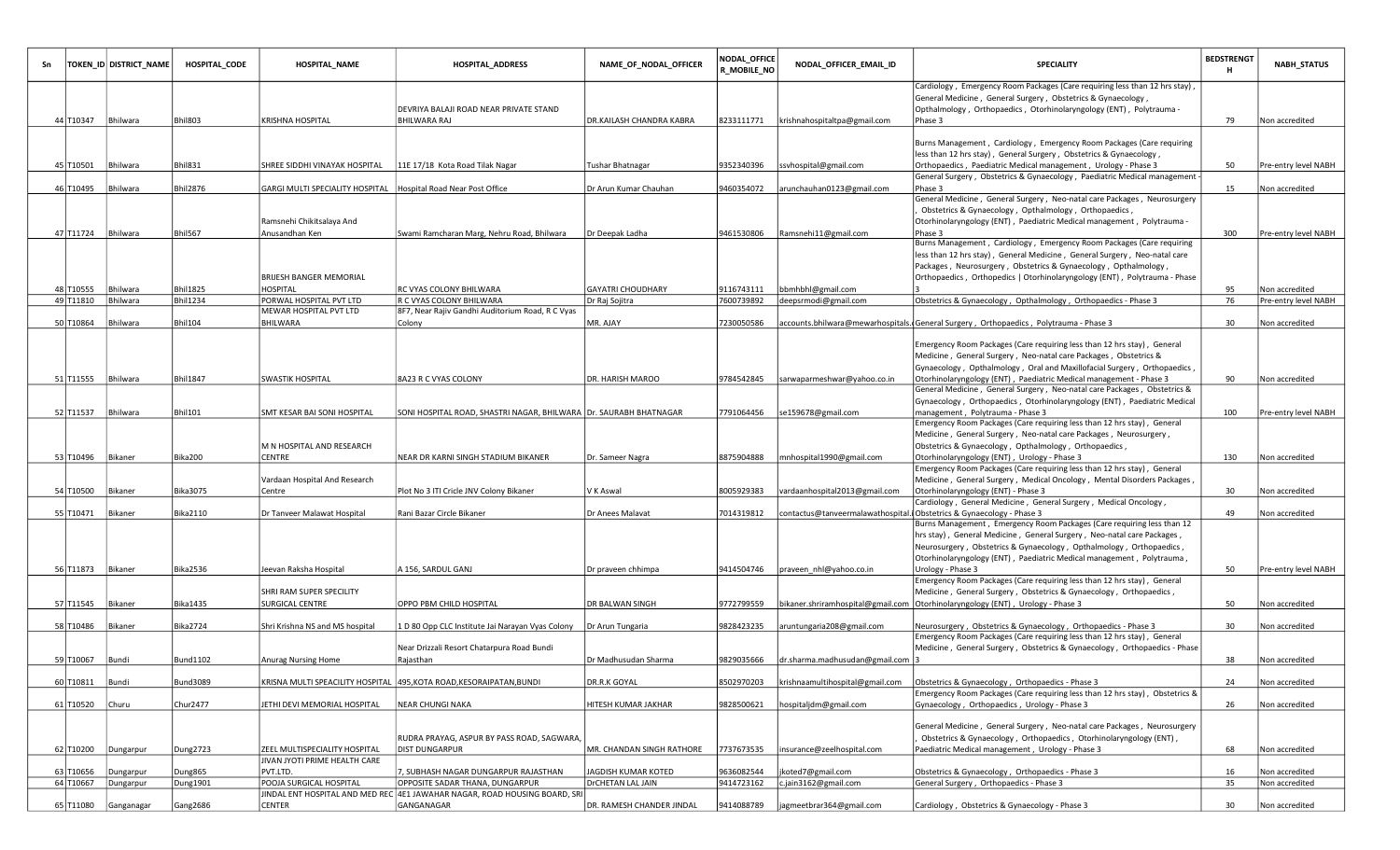| Sn | TOKEN_ID | DISTRICT_NAME | HOSPITAL_CODE | HOSPITAL_NAME | HOSPITAL_ADDRESS | NAME_OF_NODAL_OFFICER | NODAL_OFFICER_MOBILE_NO | NODAL_OFFICER_EMAIL_ID | SPECIALITY | BEDSTRENGTH | NABH_STATUS |
|---|---|---|---|---|---|---|---|---|---|---|---|
| 44 | T10347 | Bhilwara | Bhil803 | KRISHNA HOSPITAL | DEVRIYA BALAJI ROAD NEAR PRIVATE STAND BHILWARA RAJ | DR.KAILASH CHANDRA KABRA | 8233111771 | krishnahospitaltpa@gmail.com | Cardiology , Emergency Room Packages (Care requiring less than 12 hrs stay) , General Medicine , General Surgery , Obstetrics & Gynaecology , Opthalmology , Orthopaedics , Otorhinolaryngology (ENT) , Polytrauma - Phase 3 | 79 | Non accredited |
| 45 | T10501 | Bhilwara | Bhil831 | SHREE SIDDHI VINAYAK HOSPITAL | 11E 17/18 Kota Road Tilak Nagar | Tushar Bhatnagar | 9352340396 | ssvhospital@gmail.com | Burns Management , Cardiology , Emergency Room Packages (Care requiring less than 12 hrs stay) , General Surgery , Obstetrics & Gynaecology , Orthopaedics , Paediatric Medical management , Urology - Phase 3 | 50 | Pre-entry level NABH |
| 46 | T10495 | Bhilwara | Bhil2876 | GARGI MULTI SPECIALITY HOSPITAL | Hospital Road Near Post Office | Dr Arun Kumar Chauhan | 9460354072 | arunchauhan0123@gmail.com | General Surgery , Obstetrics & Gynaecology , Paediatric Medical management - Phase 3 | 15 | Non accredited |
| 47 | T11724 | Bhilwara | Bhil567 | Ramsnehi Chikitsalaya And Anusandhan Ken | Swami Ramcharan Marg, Nehru Road, Bhilwara | Dr Deepak Ladha | 9461530806 | Ramsnehi11@gmail.com | General Medicine , General Surgery , Neo-natal care Packages , Neurosurgery , Obstetrics & Gynaecology , Opthalmology , Orthopaedics , Otorhinolaryngology (ENT) , Paediatric Medical management , Polytrauma - Phase 3 | 300 | Pre-entry level NABH |
| 48 | T10555 | Bhilwara | Bhil1825 | BRIJESH BANGER MEMORIAL HOSPITAL | RC VYAS COLONY BHILWARA | GAYATRI CHOUDHARY | 9116743111 | bbmhbhl@gmail.com | Burns Management , Cardiology , Emergency Room Packages (Care requiring less than 12 hrs stay) , General Medicine , General Surgery , Neo-natal care Packages , Neurosurgery , Obstetrics & Gynaecology , Opthalmology , Orthopaedics , Orthopedics \| Otorhinolaryngology (ENT) , Polytrauma - Phase 3 | 95 | Non accredited |
| 49 | T11810 | Bhilwara | Bhil1234 | PORWAL HOSPITAL PVT LTD | R C VYAS COLONY BHILWARA | Dr Raj Sojitra | 7600739892 | deepsrmodi@gmail.com | Obstetrics & Gynaecology , Opthalmology , Orthopaedics - Phase 3 | 76 | Pre-entry level NABH |
| 50 | T10864 | Bhilwara | Bhil104 | MEWAR HOSPITAL PVT LTD BHILWARA | 8F7, Near Rajiv Gandhi Auditorium Road, R C Vyas Colony | MR. AJAY | 7230050586 | accounts.bhilwara@mewarhospitals.c | General Surgery , Orthopaedics , Polytrauma - Phase 3 | 30 | Non accredited |
| 51 | T11555 | Bhilwara | Bhil1847 | SWASTIK HOSPITAL | 8A23 R C VYAS COLONY | DR. HARISH MAROO | 9784542845 | sarwaparmeshwar@yahoo.co.in | Emergency Room Packages (Care requiring less than 12 hrs stay) , General Medicine , General Surgery , Neo-natal care Packages , Obstetrics & Gynaecology , Opthalmology , Oral and Maxillofacial Surgery , Orthopaedics , Otorhinolaryngology (ENT) , Paediatric Medical management - Phase 3 | 90 | Non accredited |
| 52 | T11537 | Bhilwara | Bhil101 | SMT KESAR BAI SONI HOSPITAL | SONI HOSPITAL ROAD, SHASTRI NAGAR, BHILWARA | Dr. SAURABH BHATNAGAR | 7791064456 | se159678@gmail.com | General Medicine , General Surgery , Neo-natal care Packages , Obstetrics & Gynaecology , Orthopaedics , Otorhinolaryngology (ENT) , Paediatric Medical management , Polytrauma - Phase 3 | 100 | Pre-entry level NABH |
| 53 | T10496 | Bikaner | Bika200 | M N HOSPITAL AND RESEARCH CENTRE | NEAR DR KARNI SINGH STADIUM BIKANER | Dr. Sameer Nagra | 8875904888 | mnhospital1990@gmail.com | Emergency Room Packages (Care requiring less than 12 hrs stay) , General Medicine , General Surgery , Neo-natal care Packages , Neurosurgery , Obstetrics & Gynaecology , Opthalmology , Orthopaedics , Otorhinolaryngology (ENT) , Urology - Phase 3 | 130 | Non accredited |
| 54 | T10500 | Bikaner | Bika3075 | Vardaan Hospital And Research Centre | Plot No 3 ITI Cricle JNV Colony Bikaner | V K Aswal | 8005929383 | vardaanhospital2013@gmail.com | Emergency Room Packages (Care requiring less than 12 hrs stay) , General Medicine , General Surgery , Medical Oncology , Mental Disorders Packages , Otorhinolaryngology (ENT) - Phase 3 | 30 | Non accredited |
| 55 | T10471 | Bikaner | Bika2110 | Dr Tanveer Malawat Hospital | Rani Bazar Circle Bikaner | Dr Anees Malavat | 7014319812 | contactus@tanveermalawathospital.i | Cardiology , General Medicine , General Surgery , Medical Oncology , Obstetrics & Gynaecology - Phase 3 | 49 | Non accredited |
| 56 | T11873 | Bikaner | Bika2536 | Jeevan Raksha Hospital | A 156, SARDUL GANJ | Dr praveen chhimpa | 9414504746 | praveen_nhl@yahoo.co.in | Burns Management , Emergency Room Packages (Care requiring less than 12 hrs stay) , General Medicine , General Surgery , Neo-natal care Packages , Neurosurgery , Obstetrics & Gynaecology , Opthalmology , Orthopaedics , Otorhinolaryngology (ENT) , Paediatric Medical management , Polytrauma , Urology - Phase 3 | 50 | Pre-entry level NABH |
| 57 | T11545 | Bikaner | Bika1435 | SHRI RAM SUPER SPECILITY SURGICAL CENTRE | OPPO PBM CHILD HOSPITAL | DR BALWAN SINGH | 9772799559 | bikaner.shriramhospital@gmail.com | Emergency Room Packages (Care requiring less than 12 hrs stay) , General Medicine , General Surgery , Obstetrics & Gynaecology , Orthopaedics , Otorhinolaryngology (ENT) , Urology - Phase 3 | 50 | Non accredited |
| 58 | T10486 | Bikaner | Bika2724 | Shri Krishna NS and MS hospital | 1 D 80 Opp CLC Institute Jai Narayan Vyas Colony | Dr Arun Tungaria | 9828423235 | aruntungaria208@gmail.com | Neurosurgery , Obstetrics & Gynaecology , Orthopaedics - Phase 3 | 30 | Non accredited |
| 59 | T10067 | Bundi | Bund1102 | Anurag Nursing Home | Near Drizzali Resort Chatarpura Road Bundi Rajasthan | Dr Madhusudan Sharma | 9829035666 | dr.sharma.madhusudan@gmail.com | Emergency Room Packages (Care requiring less than 12 hrs stay) , General Medicine , General Surgery , Obstetrics & Gynaecology , Orthopaedics - Phase 3 | 38 | Non accredited |
| 60 | T10811 | Bundi | Bund3089 | KRISNA MULTI SPEACILITY HOSPITAL | 495,KOTA ROAD,KESORAIPATAN,BUNDI | DR.R.K GOYAL | 8502970203 | krishnaamultihospital@gmail.com | Obstetrics & Gynaecology , Orthopaedics - Phase 3 | 24 | Non accredited |
| 61 | T10520 | Churu | Chur2477 | JETHI DEVI MEMORIAL HOSPITAL | NEAR CHUNGI NAKA | HITESH KUMAR JAKHAR | 9828500621 | hospitaljdm@gmail.com | Emergency Room Packages (Care requiring less than 12 hrs stay) , Obstetrics & Gynaecology , Orthopaedics , Urology - Phase 3 | 26 | Non accredited |
| 62 | T10200 | Dungarpur | Dung2723 | ZEEL MULTISPECIALITY HOSPITAL | RUDRA PRAYAG, ASPUR BY PASS ROAD, SAGWARA, DIST DUNGARPUR | MR. CHANDAN SINGH RATHORE | 7737673535 | insurance@zeelhospital.com | General Medicine , General Surgery , Neo-natal care Packages , Neurosurgery , Obstetrics & Gynaecology , Orthopaedics , Otorhinolaryngology (ENT) , Paediatric Medical management , Urology - Phase 3 | 68 | Non accredited |
| 63 | T10656 | Dungarpur | Dung865 | JIVAN JYOTI PRIME HEALTH CARE PVT.LTD. | 7, SUBHASH NAGAR DUNGARPUR RAJASTHAN | JAGDISH KUMAR KOTED | 9636082544 | jkoted7@gmail.com | Obstetrics & Gynaecology , Orthopaedics - Phase 3 | 16 | Non accredited |
| 64 | T10667 | Dungarpur | Dung1901 | POOJA SURGICAL HOSPITAL | OPPOSITE SADAR THANA, DUNGARPUR | DrCHETAN LAL JAIN | 9414723162 | c.jain3162@gmail.com | General Surgery , Orthopaedics - Phase 3 | 35 | Non accredited |
| 65 | T11080 | Ganganagar | Gang2686 | JINDAL ENT HOSPITAL AND MED REC CENTER | 4E1 JAWAHAR NAGAR, ROAD HOUSING BOARD, SRI GANGANAGAR | DR. RAMESH CHANDER JINDAL | 9414088789 | jagmeetbrar364@gmail.com | Cardiology , Obstetrics & Gynaecology - Phase 3 | 30 | Non accredited |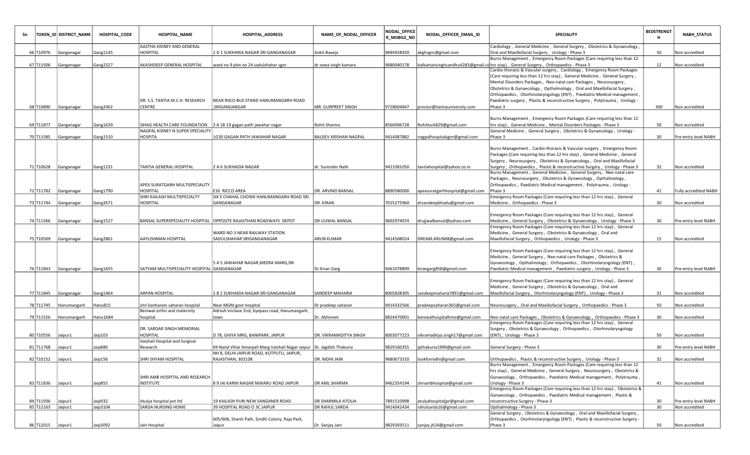| Sn | TOKEN_ID | DISTRICT_NAME | HOSPITAL_CODE | HOSPITAL_NAME | HOSPITAL_ADDRESS | NAME_OF_NODAL_OFFICER | NODAL_OFFICER_MOBILE_NO | NODAL_OFFICER_EMAIL_ID | SPECIALITY | BEDSTRENGTH | NABH_STATUS |
|---|---|---|---|---|---|---|---|---|---|---|---|
| 66 | T10976 | Ganganagar | Gang1145 | AASTHA KIDNEY AND GENERAL HOSPITAL | 2 D 1 SUKHARIA NAGAR SRI GANGANAGAR | Ankit Baveja | 9694928920 | akghsgnr@gmail.com | Cardiology , General Medicine , General Surgery , Obstetrics & Gynaecology , Oral and Maxillofacial Surgery , Urology - Phase 3 | 50 | Non accredited |
| 67 | T11506 | Ganganagar | Gang2327 | AKASHDEEP GENERAL HOSPITAL | ward no 9 plot no 24 sadulshahar sgnr | dr.sewa singh kamara | 9680040178 | balkartansinghsandhu4283@gmail.co | Burns Management , Emergency Room Packages (Care requiring less than 12 hrs stay) , General Surgery , Orthopaedics - Phase 3 | 12 | Non accredited |
| 68 | T10890 | Ganganagar | Gang2402 | DR. S.S. TANTIA M.C.H. RESEARCH CENTRE | NEAR RIICO BUS STAND HANUMANGARH ROAD ,SRIGANGANAGAR | MR. GURPREET SINGH | 9728004847 | proctor@tantiauniversity.com | Cardio-thoracic & Vascular surgery , Cardiology , Emergency Room Packages (Care requiring less than 12 hrs stay) , General Medicine , General Surgery , Mental Disorders Packages , Neo-natal care Packages , Neurosurgery , Obstetrics & Gynaecology , Opthalmology , Oral and Maxillofacial Surgery , Orthopaedics , Otorhinolaryngology (ENT) , Paediatric Medical management , Paediatric surgery , Plastic & reconstructive Surgery , Polytrauma , Urology - Phase 3 | 300 | Non accredited |
| 69 | T11877 | Ganganagar | Gang1639 | SIHAG HEALTH CARE FOUNDATION | 2 A 18 19 gagan path jawahar nagar | Rohit Sharma | 8560096728 | Rohitluck829@gmail.com | Burns Management , Emergency Room Packages (Care requiring less than 12 hrs stay) , General Medicine , Mental Disorders Packages - Phase 3 | 50 | Non accredited |
| 70 | T11585 | Ganganagar | Gang1510 | NAGPAL KIDNEY N SUPER SPECIALITY HOSPITA | 1G30 GAGAN PATH JAWAHAR NAGAR | BALDEV KRISHAN NAGPAL | 9414087882 | nagpalhospitalsgnr@gmail.com | General Medicine , General Surgery , Obstetrics & Gynaecology , Urology - Phase 3 | 30 | Pre-entry level NABH |
| 71 | T10628 | Ganganagar | Gang1231 | TANTIA GENERAL HOSPITAL | 2 A 6 SUKHADIA NAGAR | dr. Surender Nath | 9413381050 | tantiahospital@yahoo.co.in | Burns Management , Cardio-thoracic & Vascular surgery , Emergency Room Packages (Care requiring less than 12 hrs stay) , General Medicine , General Surgery , Neurosurgery , Obstetrics & Gynaecology , Oral and Maxillofacial Surgery , Orthopaedics , Plastic & reconstructive Surgery , Urology - Phase 3 | 32 | Non accredited |
| 72 | T11782 | Ganganagar | Gang1790 | APEX SURATGARH MULTISPECIALITY HOSPITAL | E16 RICCO AREA | DR. ARVIND BANSAL | 8890580000 | apexsuratgarhhospital@gmail.com | Burns Management , General Medicine , General Surgery , Neo-natal care Packages , Neurosurgery , Obstetrics & Gynaecology , Opthalmology , Orthopaedics , Paediatric Medical management , Polytrauma , Urology - Phase 3 | 41 | Fully accredited NABH |
| 73 | T11744 | Ganganagar | Gang2671 | SHRI KAILASH MULTISPECIALTY HOSPITAL | SIX E CHAHAL CHOWK HANUMANGARH ROAD SRI GANGANAGAR | DR. KIRAN | 7015275960 | drsandeepbhadu@gmail.com | Emergency Room Packages (Care requiring less than 12 hrs stay) , General Medicine , Orthopaedics - Phase 3 | 30 | Non accredited |
| 74 | T11566 | Ganganagar | Gang1527 | BANSAL SUPERSPECIALITY HOSPITAL | OPPOSITE RAJASTHAN ROADWAYS DEPOT | DR UJJWAL BANSAL | 9602974074 | drujjwalbansal@yahoo.com | Emergency Room Packages (Care requiring less than 12 hrs stay) , General Medicine , General Surgery , Obstetrics & Gynaecology , Urology - Phase 3 | 30 | Pre-entry level NABH |
| 75 | T10509 | Ganganagar | Gang2861 | AAYUSHMAN HOSPITAL | WARD NO 3 NEAR RAILWAY STATION SADULSHAHAR SRIGANGANAGAR | ARUN KUMAR | 9414508024 | DREAM.ARUN08@gmail.com | Emergency Room Packages (Care requiring less than 12 hrs stay) , General Medicine , General Surgery , Obstetrics & Gynaecology , Oral and Maxillofacial Surgery , Orthopaedics , Urology - Phase 3 | 15 | Non accredited |
| 76 | T11843 | Ganganagar | Gang1655 | SATYAM MULTISPECIALITY HOSPITAL | 5 A 5 JAWAHAR NAGAR,MEERA MARG,SRI GANGANAGAR | Dr.Kiran Garg | 9461078899 | kirangarg858@gmail.com | Emergency Room Packages (Care requiring less than 12 hrs stay) , General Medicine , General Surgery , Neo-natal care Packages , Obstetrics & Gynaecology , Opthalmology , Orthopaedics , Otorhinolaryngology (ENT) , Paediatric Medical management , Paediatric surgery , Urology - Phase 3 | 30 | Pre-entry level NABH |
| 77 | T11845 | Ganganagar | Gang1464 | ARPAN HOSPITAL | 1 B 2 SUKHADIA NAGAR SRI GANGANAGAR | SANDEEP MAHARIA | 8005838305 | sandeepmaharia7891@gmail.com | Emergency Room Packages (Care requiring less than 12 hrs stay) , General Medicine , General Surgery , Obstetrics & Gynaecology , Oral and Maxillofacial Surgery , Otorhinolaryngology (ENT) , Urology - Phase 3 | 31 | Non accredited |
| 78 | T11745 | Hanumangarh | Hanu815 | shri kanharam saharan hospital | Near MGM govt hospital | Dr pradeep saharan | 9414332566 | pradeepsaharan365@gmail.com | Neurosurgery , Oral and Maxillofacial Surgery , Orthopaedics - Phase 3 | 50 | Non accredited |
| 79 | T11556 | Hanumangarh | Hanu1684 | Beniwal ortho and maternity hospital | Adrash enclave 2nd, byepass road, Hanumangarh, town | Dr. Abhineet | 8824470001 | beniwalhospitalhmo@gmail.com | Neo-natal care Packages , Obstetrics & Gynaecology , Orthopaedics - Phase 3 | 30 | Non accredited |
| 80 | T10556 | Jaipur1 | Jaip103 | DR. SARDAR SINGH MEMORIAL HOSPITAL | D 78, GHIYA MRG, BANIPARK, JAIPUR | DR. VIKRAMADITYA SINGH | 8003077223 | vikramaditya.singh17@gmail.com | Emergency Room Packages (Care requiring less than 12 hrs stay) , General Surgery , Obstetrics & Gynaecology , Orthopaedics , Otorhinolaryngology (ENT) , Urology - Phase 3 | 50 | Non accredited |
| 81 | T11768 | Jaipur1 | Jaip880 | Vaishali Hospital and Surgical Research | 69 Nand Vihar Amarpali Marg Vaishali Nagar Jaipur | Dr. Jagdish Thakuria | 9829160355 | jpthakuria1999@gmail.com | General Surgery - Phase 3 | 30 | Pre-entry level NABH |
| 82 | T10152 | Jaipur1 | Jaip156 | SHRI SHYAM HOSPITAL | NH 8, DELHI JAIPUR ROAD, KOTPUTLI, JAIPUR, RAJASTHAN, 303108 | DR. NIDHI JAIN | 9680673310 | lookfornidhi@gmail.com | Orthopaedics , Plastic & reconstructive Surgery , Urology - Phase 3 | 32 | Non accredited |
| 83 | T11836 | Jaipur1 | Jaip855 | SHRI AMB HOSPITAL AND RESEARCH INSTITUTE | 8 9 JAI KARNI NAGAR NIWARU ROAD JAIPUR | DR ANIL SHARMA | 9462354194 | shriambhospital@gmail.com | Burns Management , Emergency Room Packages (Care requiring less than 12 hrs stay) , General Medicine , General Surgery , Neurosurgery , Obstetrics & Gynaecology , Orthopaedics , Paediatric Medical management , Polytrauma , Urology - Phase 3 | 41 | Non accredited |
| 84 | T11936 | Jaipur1 | Jaip932 | Atulya hospital pvt ltd | 19 KAILASH PURI NEW SANGANER ROAD | DR SHARMILA ATOLIA | 7891510998 | atulyahospitaljpr@gmail.com | Emergency Room Packages (Care requiring less than 12 hrs stay) , Obstetrics & Gynaecology , Orthopaedics , Paediatric Medical management , Plastic & reconstructive Surgery - Phase 3 | 30 | Pre-entry level NABH |
| 85 | T12163 | Jaipur1 | Jaip3104 | SARDA NURSING HOME | 39 HOSPITAL ROAD O 3C JAIPUR | DR RAHUL SARDA | 9414042434 | rahulsarda16@gmail.com | Opthalmology - Phase 3 | 30 | Non accredited |
| 86 | T12015 | Jaipur1 | Jaip3092 | Jain Hospital | 605/606, Shanti Path, Sindhi Colony, Raja Park, Jaipur | Dr. Sanjay Jain | 9829393511 | sanjay.jh24@gmail.com | General Surgery , Obstetrics & Gynaecology , Oral and Maxillofacial Surgery , Orthopaedics , Otorhinolaryngology (ENT) , Plastic & reconstructive Surgery - Phase 3 | 50 | Non accredited |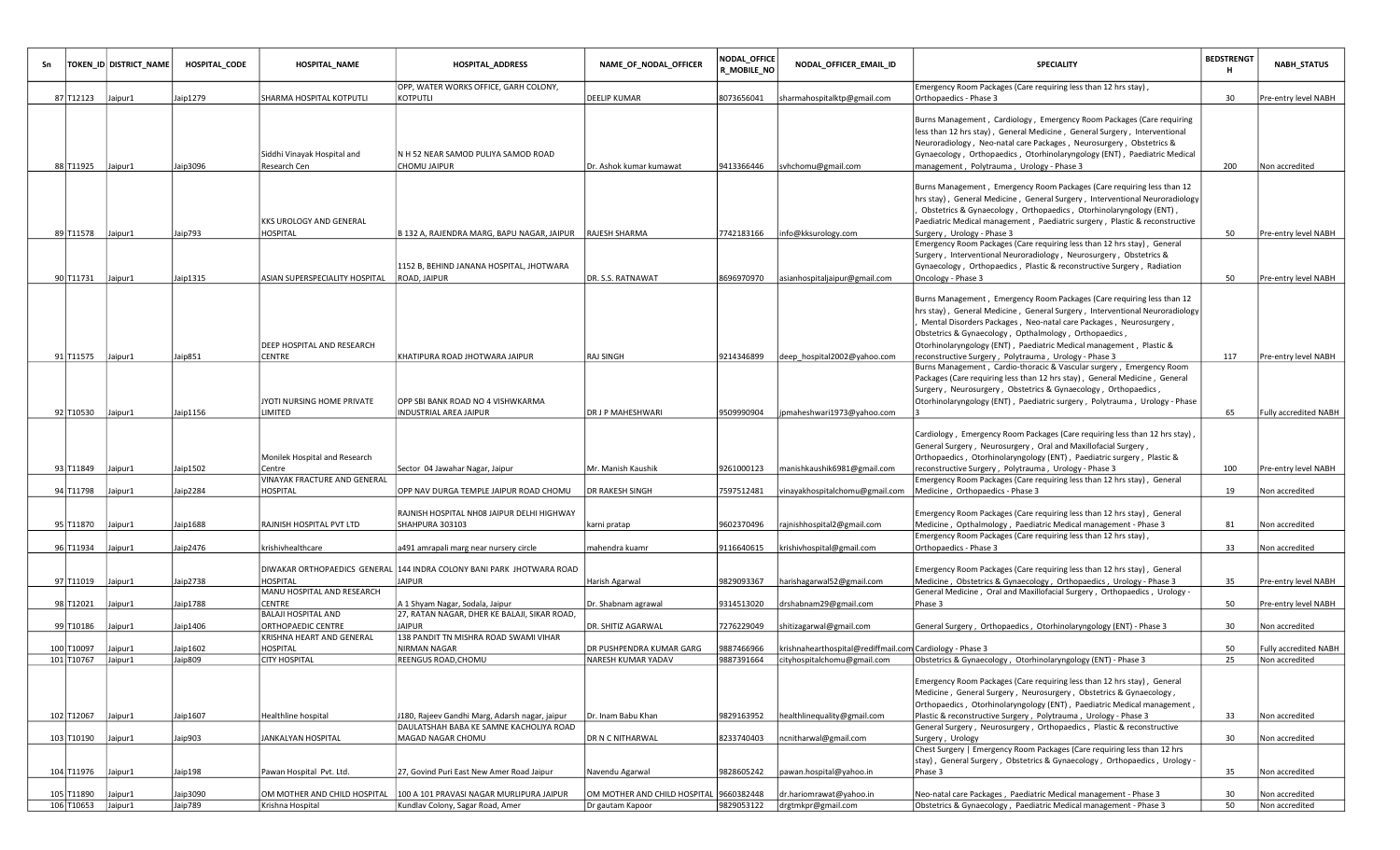| Sn | TOKEN_ID | DISTRICT_NAME | HOSPITAL_CODE | HOSPITAL_NAME | HOSPITAL_ADDRESS | NAME_OF_NODAL_OFFICER | NODAL_OFFICER_MOBILE_NO | NODAL_OFFICER_EMAIL_ID | SPECIALITY | BEDSTRENGTH | NABH_STATUS |
|---|---|---|---|---|---|---|---|---|---|---|---|
| 87 | T12123 | Jaipur1 | Jaip1279 | SHARMA HOSPITAL KOTPUTLI | OPP, WATER WORKS OFFICE, GARH COLONY, KOTPUTLI | DEELIP KUMAR | 8073656041 | sharmahospitalktp@gmail.com | Emergency Room Packages (Care requiring less than 12 hrs stay) , Orthopaedics - Phase 3 | 30 | Pre-entry level NABH |
| 88 | T11925 | Jaipur1 | Jaip3096 | Siddhi Vinayak Hospital and Research Cen | N H 52 NEAR SAMOD PULIYA SAMOD ROAD CHOMU JAIPUR | Dr. Ashok kumar kumawat | 9413366446 | svhchomu@gmail.com | Burns Management , Cardiology , Emergency Room Packages (Care requiring less than 12 hrs stay) , General Medicine , General Surgery , Interventional Neuroradiology , Neo-natal care Packages , Neurosurgery , Obstetrics & Gynaecology , Orthopaedics , Otorhinolaryngology (ENT) , Paediatric Medical management , Polytrauma , Urology - Phase 3 | 200 | Non accredited |
| 89 | T11578 | Jaipur1 | Jaip793 | KKS UROLOGY AND GENERAL HOSPITAL | B 132 A, RAJENDRA MARG, BAPU NAGAR, JAIPUR | RAJESH SHARMA | 7742183166 | info@kksurology.com | Burns Management , Emergency Room Packages (Care requiring less than 12 hrs stay) , General Medicine , General Surgery , Interventional Neuroradiology , Obstetrics & Gynaecology , Orthopaedics , Otorhinolaryngology (ENT) , Paediatric Medical management , Paediatric surgery , Plastic & reconstructive Surgery , Urology - Phase 3 | 50 | Pre-entry level NABH |
| 90 | T11731 | Jaipur1 | Jaip1315 | ASIAN SUPERSPECIALITY HOSPITAL | 1152 B, BEHIND JANANA HOSPITAL, JHOTWARA ROAD, JAIPUR | DR. S.S. RATNAWAT | 8696970970 | asianhospitaljaipur@gmail.com | Emergency Room Packages (Care requiring less than 12 hrs stay) , General Surgery , Interventional Neuroradiology , Neurosurgery , Obstetrics & Gynaecology , Orthopaedics , Plastic & reconstructive Surgery , Radiation Oncology - Phase 3 | 50 | Pre-entry level NABH |
| 91 | T11575 | Jaipur1 | Jaip851 | DEEP HOSPITAL AND RESEARCH CENTER | KHATIPURA ROAD JHOTWARA JAIPUR | RAJ SINGH | 9214346899 | deep_hospital2002@yahoo.com | Burns Management , Emergency Room Packages (Care requiring less than 12 hrs stay) , General Medicine , General Surgery , Interventional Neuroradiology , Mental Disorders Packages , Neo-natal care Packages , Neurosurgery , Obstetrics & Gynaecology , Opthalmology , Orthopaedics , Otorhinolaryngology (ENT) , Paediatric Medical management , Plastic & reconstructive Surgery , Polytrauma , Urology - Phase 3 | 117 | Pre-entry level NABH |
| 92 | T10530 | Jaipur1 | Jaip1156 | JYOTI NURSING HOME PRIVATE LIMITED | OPP SBI BANK ROAD NO 4 VISHWKARMA INDUSTRIAL AREA JAIPUR | DR J P MAHESHWARI | 9509990904 | jpmaheshwari1973@yahoo.com | Burns Management , Cardio-thoracic & Vascular surgery , Emergency Room Packages (Care requiring less than 12 hrs stay) , General Medicine , General Surgery , Neurosurgery , Obstetrics & Gynaecology , Orthopaedics , Otorhinolaryngology (ENT) , Paediatric surgery , Polytrauma , Urology - Phase 3 | 65 | Fully accredited NABH |
| 93 | T11849 | Jaipur1 | Jaip1502 | Monilek Hospital and Research Centre | Sector 04 Jawahar Nagar, Jaipur | Mr. Manish Kaushik | 9261000123 | manishkaushik6981@gmail.com | Cardiology , Emergency Room Packages (Care requiring less than 12 hrs stay) , General Surgery , Neurosurgery , Oral and Maxillofacial Surgery , Orthopaedics , Otorhinolaryngology (ENT) , Paediatric surgery , Plastic & reconstructive Surgery , Polytrauma , Urology - Phase 3 | 100 | Pre-entry level NABH |
| 94 | T11798 | Jaipur1 | Jaip2284 | VINAYAK FRACTURE AND GENERAL HOSPITAL | OPP NAV DURGA TEMPLE JAIPUR ROAD CHOMU | DR RAKESH SINGH | 7597512481 | vinayakhospitalchomu@gmail.com | Emergency Room Packages (Care requiring less than 12 hrs stay) , General Medicine , Orthopaedics - Phase 3 | 19 | Non accredited |
| 95 | T11870 | Jaipur1 | Jaip1688 | RAJNISH HOSPITAL PVT LTD | RAJNISH HOSPITAL NH08 JAIPUR DELHI HIGHWAY SHAHPURA 303103 | karni pratap | 9602370496 | rajnishhospital2@gmail.com | Emergency Room Packages (Care requiring less than 12 hrs stay) , General Medicine , Opthalmology , Paediatric Medical management - Phase 3 | 81 | Non accredited |
| 96 | T11934 | Jaipur1 | Jaip2476 | krishivhealthcare | a491 amrapali marg near nursery circle | mahendra kuamr | 9116640615 | krishivhospital@gmail.com | Emergency Room Packages (Care requiring less than 12 hrs stay) , Orthopaedics - Phase 3 | 33 | Non accredited |
| 97 | T11019 | Jaipur1 | Jaip2738 | DIWAKAR ORTHOPAEDICS GENERAL HOSPITAL | 144 INDRA COLONY BANI PARK JHOTWARA ROAD JAIPUR | Harish Agarwal | 9829093367 | harishagarwal52@gmail.com | Emergency Room Packages (Care requiring less than 12 hrs stay) , General Medicine , Obstetrics & Gynaecology , Orthopaedics , Urology - Phase 3 | 35 | Pre-entry level NABH |
| 98 | T12021 | Jaipur1 | Jaip1788 | MANU HOSPITAL AND RESEARCH CENTRE | A 1 Shyam Nagar, Sodala, Jaipur | Dr. Shabnam agrawal | 9314513020 | drshabnam29@gmail.com | General Medicine , Oral and Maxillofacial Surgery , Orthopaedics , Urology - Phase 3 | 50 | Pre-entry level NABH |
| 99 | T10186 | Jaipur1 | Jaip1406 | BALAJI HOSPITAL AND ORTHOPAEDIC CENTRE | 27, RATAN NAGAR, DHER KE BALAJI, SIKAR ROAD, JAIPUR | DR. SHITIZ AGARWAL | 7276229049 | shitizagarwal@gmail.com | General Surgery , Orthopaedics , Otorhinolaryngology (ENT) - Phase 3 | 30 | Non accredited |
| 100 | T10097 | Jaipur1 | Jaip1602 | KRISHNA HEART AND GENERAL HOSPITAL | 138 PANDIT TN MISHRA ROAD SWAMI VIHAR NIRMAN NAGAR | DR PUSHPENDRA KUMAR GARG | 9887466966 | krishnahearthospital@rediffmail.com | Cardiology - Phase 3 | 50 | Fully accredited NABH |
| 101 | T10767 | Jaipur1 | Jaip809 | CITY HOSPITAL | REENGUS ROAD,CHOMU | NARESH KUMAR YADAV | 9887391664 | cityhospitalchomu@gmail.com | Obstetrics & Gynaecology , Otorhinolaryngology (ENT) - Phase 3 | 25 | Non accredited |
| 102 | T12067 | Jaipur1 | Jaip1607 | Healthline hospital | J180, Rajeev Gandhi Marg, Adarsh nagar, jaipur | Dr. Inam Babu Khan | 9829163952 | healthlinequality@gmail.com | Emergency Room Packages (Care requiring less than 12 hrs stay) , General Medicine , General Surgery , Neurosurgery , Obstetrics & Gynaecology , Orthopaedics , Otorhinolaryngology (ENT) , Paediatric Medical management , Plastic & reconstructive Surgery , Polytrauma , Urology - Phase 3 | 33 | Non accredited |
| 103 | T10190 | Jaipur1 | Jaip903 | JANKALYAN HOSPITAL | DAULATSHAH BABA KE SAMNE KACHOLIYA ROAD MAGAD NAGAR CHOMU | DR N C NITHARWAL | 8233740403 | ncnitharwal@gmail.com | General Surgery , Neurosurgery , Orthopaedics , Plastic & reconstructive Surgery, Urology | 30 | Non accredited |
| 104 | T11976 | Jaipur1 | Jaip198 | Pawan Hospital Pvt. Ltd. | 27, Govind Puri East New Amer Road Jaipur | Navendu Agarwal | 9828605242 | pawan.hospital@yahoo.in | Chest Surgery \| Emergency Room Packages (Care requiring less than 12 hrs stay) , General Surgery , Obstetrics & Gynaecology , Orthopaedics , Urology - Phase 3 | 35 | Non accredited |
| 105 | T11890 | Jaipur1 | Jaip3090 | OM MOTHER AND CHILD HOSPITAL | 100 A 101 PRAVASI NAGAR MURLIPURA JAIPUR | OM MOTHER AND CHILD HOSPITAL | 9660382448 | dr.hariomrawat@yahoo.in | Neo-natal care Packages , Paediatric Medical management - Phase 3 | 30 | Non accredited |
| 106 | T10653 | Jaipur1 | Jaip789 | Krishna Hospital | Kundlav Colony, Sagar Road, Amer | Dr gautam Kapoor | 9829053122 | drgtmkpr@gmail.com | Obstetrics & Gynaecology , Paediatric Medical management - Phase 3 | 50 | Non accredited |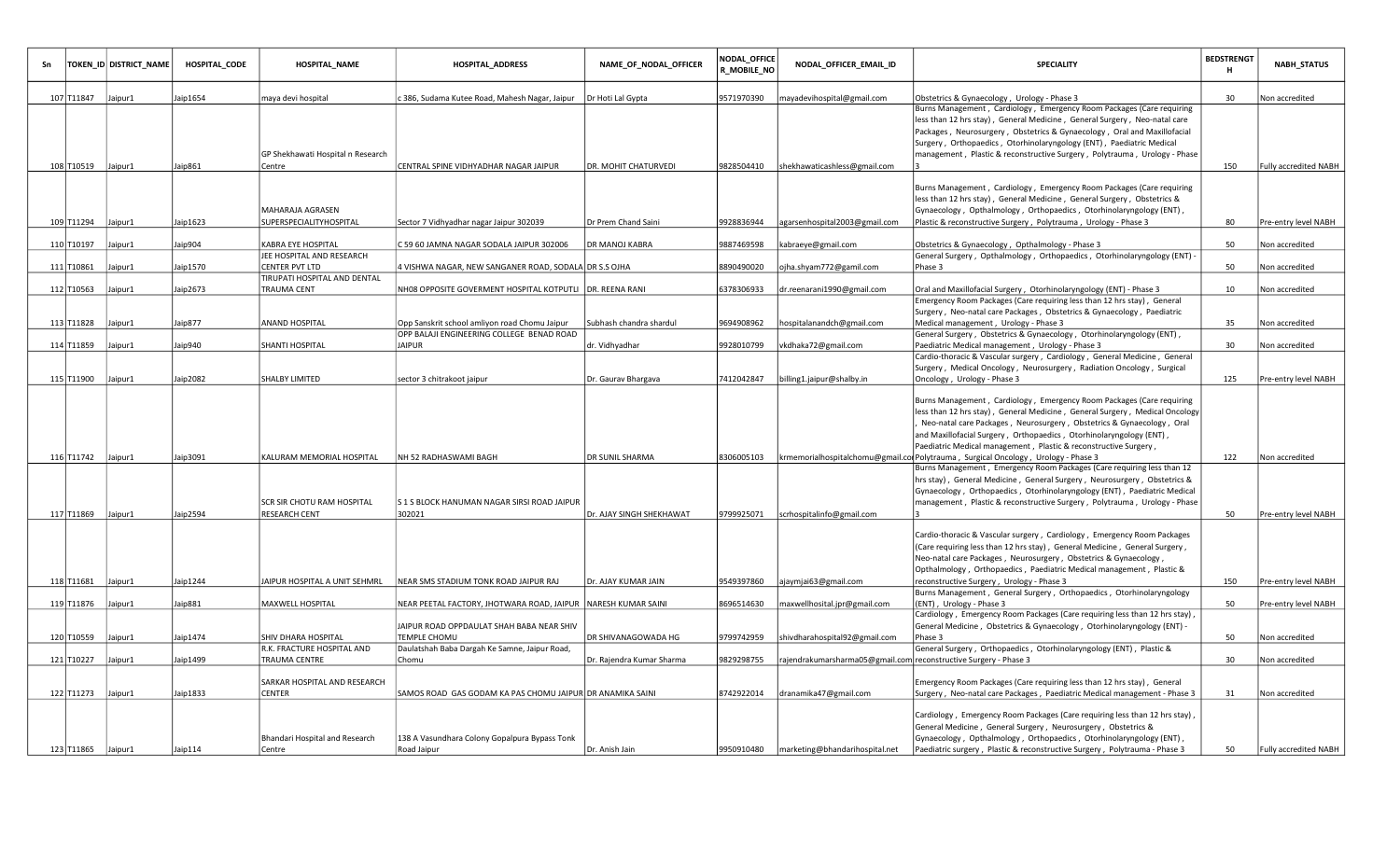| Sn | TOKEN_ID | DISTRICT_NAME | HOSPITAL_CODE | HOSPITAL_NAME | HOSPITAL_ADDRESS | NAME_OF_NODAL_OFFICER | NODAL_OFFICER_MOBILE_NO | NODAL_OFFICER_EMAIL_ID | SPECIALITY | BEDSTRENGTH | NABH_STATUS |
|---|---|---|---|---|---|---|---|---|---|---|---|
| 107 | T11847 | Jaipur1 | Jaip1654 | maya devi hospital | c 386, Sudama Kutee Road, Mahesh Nagar, Jaipur | Dr Hoti Lal Gypta | 9571970390 | mayadevihospital@gmail.com | Obstetrics & Gynaecology , Urology - Phase 3 | 30 | Non accredited |
| 108 | T10519 | Jaipur1 | Jaip861 | GP Shekhawati Hospital n Research Centre | CENTRAL SPINE VIDHYADHAR NAGAR JAIPUR | DR. MOHIT CHATURVEDI | 9828504410 | shekhawaticashless@gmail.com | Burns Management , Cardiology , Emergency Room Packages (Care requiring less than 12 hrs stay) , General Medicine , General Surgery , Neo-natal care Packages , Neurosurgery , Obstetrics & Gynaecology , Oral and Maxillofacial Surgery , Otorhinolaryngology (ENT) , Paediatric Medical management , Plastic & reconstructive Surgery , Polytrauma , Urology - Phase 3 | 150 | Fully accredited NABH |
| 109 | T11294 | Jaipur1 | Jaip1623 | MAHARAJA AGRASEN SUPERSPECIALITYHOSPITAL | Sector 7 Vidhyadhar nagar Jaipur 302039 | Dr Prem Chand Saini | 9928836944 | agarsenhospital2003@gmail.com | Burns Management , Cardiology , Emergency Room Packages (Care requiring less than 12 hrs stay) , General Medicine , General Surgery , Obstetrics & Gynaecology , Opthalmology , Orthopaedics , Otorhinolaryngology (ENT) , Plastic & reconstructive Surgery , Polytrauma , Urology - Phase 3 | 80 | Pre-entry level NABH |
| 110 | T10197 | Jaipur1 | Jaip904 | KABRA EYE HOSPITAL | C 59 60 JAMNA NAGAR SODALA JAIPUR 302006 | DR MANOJ KABRA | 9887469598 | kabraeye@gmail.com | Obstetrics & Gynaecology , Opthalmology - Phase 3 | 50 | Non accredited |
| 111 | T10861 | Jaipur1 | Jaip1570 | JEE HOSPITAL AND RESEARCH CENTER PVT LTD | 4 VISHWA NAGAR, NEW SANGANER ROAD, SODALA | DR S.S OJHA | 8890490020 | ojha.shyam772@gamil.com | General Surgery , Opthalmology , Orthopaedics , Otorhinolaryngology (ENT) - Phase 3 | 50 | Non accredited |
| 112 | T10563 | Jaipur1 | Jaip2673 | TIRUPATI HOSPITAL AND DENTAL TRAUMA CENT | NH08 OPPOSITE GOVERMENT HOSPITAL KOTPUTLI | DR. REENA RANI | 6378306933 | dr.reenarani1990@gmail.com | Oral and Maxillofacial Surgery , Otorhinolaryngology (ENT) - Phase 3 | 10 | Non accredited |
| 113 | T11828 | Jaipur1 | Jaip877 | ANAND HOSPITAL | Opp Sanskrit school amliyon road Chomu Jaipur | Subhash chandra shardul | 9694908962 | hospitalanandch@gmail.com | Emergency Room Packages (Care requiring less than 12 hrs stay) , General Surgery , Neo-natal care Packages , Obstetrics & Gynaecology , Paediatric Medical management , Urology - Phase 3 | 35 | Non accredited |
| 114 | T11859 | Jaipur1 | Jaip940 | SHANTI HOSPITAL | OPP BALAJI ENGINEERING COLLEGE BENAD ROAD JAIPUR | dr. Vidhyadhar | 9928010799 | vkdhaka72@gmail.com | General Surgery , Obstetrics & Gynaecology , Otorhinolaryngology (ENT) , Paediatric Medical management , Urology - Phase 3 | 30 | Non accredited |
| 115 | T11900 | Jaipur1 | Jaip2082 | SHALBY LIMITED | sector 3 chitrakoot jaipur | Dr. Gaurav Bhargava | 7412042847 | billing1.jaipur@shalby.in | Cardio-thoracic & Vascular surgery , Cardiology , General Medicine , General Surgery , Medical Oncology , Neurosurgery , Radiation Oncology , Surgical Oncology , Urology - Phase 3 | 125 | Pre-entry level NABH |
| 116 | T11742 | Jaipur1 | Jaip3091 | KALURAM MEMORIAL HOSPITAL | NH 52 RADHASWAMI BAGH | DR SUNIL SHARMA | 8306005103 | krmemorialhospitalchomu@gmail.co | Burns Management , Cardiology , Emergency Room Packages (Care requiring less than 12 hrs stay) , General Medicine , General Surgery , Medical Oncology , Neo-natal care Packages , Neurosurgery , Obstetrics & Gynaecology , Oral and Maxillofacial Surgery , Orthopaedics , Otorhinolaryngology (ENT) , Paediatric Medical management , Plastic & reconstructive Surgery , Polytrauma , Surgical Oncology , Urology - Phase 3 | 122 | Non accredited |
| 117 | T11869 | Jaipur1 | Jaip2594 | SCR SIR CHOTU RAM HOSPITAL RESEARCH CENT | S 1 S BLOCK HANUMAN NAGAR SIRSI ROAD JAIPUR 302021 | Dr. AJAY SINGH SHEKHAWAT | 9799925071 | scrhospitalinfo@gmail.com | Burns Management , Emergency Room Packages (Care requiring less than 12 hrs stay) , General Medicine , General Surgery , Neurosurgery , Obstetrics & Gynaecology , Orthopaedics , Otorhinolaryngology (ENT) , Paediatric Medical management , Plastic & reconstructive Surgery , Polytrauma , Urology - Phase 3 | 50 | Pre-entry level NABH |
| 118 | T11681 | Jaipur1 | Jaip1244 | JAIPUR HOSPITAL A UNIT SEHMRL | NEAR SMS STADIUM TONK ROAD JAIPUR RAJ | Dr. AJAY KUMAR JAIN | 9549397860 | ajaymjai63@gmail.com | Cardio-thoracic & Vascular surgery , Cardiology , Emergency Room Packages (Care requiring less than 12 hrs stay) , General Medicine , General Surgery , Neo-natal care Packages , Neurosurgery , Obstetrics & Gynaecology , Opthalmology , Orthopaedics , Paediatric Medical management , Plastic & reconstructive Surgery , Urology - Phase 3 | 150 | Pre-entry level NABH |
| 119 | T11876 | Jaipur1 | Jaip881 | MAXWELL HOSPITAL | NEAR PEETAL FACTORY, JHOTWARA ROAD, JAIPUR | NARESH KUMAR SAINI | 8696514630 | maxwellhosital.jpr@gmail.com | Burns Management , General Surgery , Orthopaedics , Otorhinolaryngology (ENT) , Urology - Phase 3 | 50 | Pre-entry level NABH |
| 120 | T10559 | Jaipur1 | Jaip1474 | SHIV DHARA HOSPITAL | JAIPUR ROAD OPPDAULAT SHAH BABA NEAR SHIV TEMPLE CHOMU | DR SHIVANAGOWADA HG | 9799742959 | shivdharahospital92@gmail.com | Cardiology , Emergency Room Packages (Care requiring less than 12 hrs stay) , General Medicine , Obstetrics & Gynaecology , Otorhinolaryngology (ENT) - Phase 3 | 50 | Non accredited |
| 121 | T10227 | Jaipur1 | Jaip1499 | R.K. FRACTURE HOSPITAL AND TRAUMA CENTRE | Daulatshah Baba Dargah Ke Samne, Jaipur Road, Chomu | Dr. Rajendra Kumar Sharma | 9829298755 | rajendrakumarsharma05@gmail.com | General Surgery , Orthopaedics , Otorhinolaryngology (ENT) , Plastic & reconstructive Surgery - Phase 3 | 30 | Non accredited |
| 122 | T11273 | Jaipur1 | Jaip1833 | SARKAR HOSPITAL AND RESEARCH CENTER | SAMOS ROAD GAS GODAM KA PAS CHOMU JAIPUR | DR ANAMIKA SAINI | 8742922014 | dranamika47@gmail.com | Emergency Room Packages (Care requiring less than 12 hrs stay) , General Surgery , Neo-natal care Packages , Paediatric Medical management - Phase 3 | 31 | Non accredited |
| 123 | T11865 | Jaipur1 | Jaip114 | Bhandari Hospital and Research Centre | 138 A Vasundhara Colony Gopalpura Bypass Tonk Road Jaipur | Dr. Anish Jain | 9950910480 | marketing@bhandarihospital.net | Cardiology , Emergency Room Packages (Care requiring less than 12 hrs stay) , General Medicine , General Surgery , Neurosurgery , Obstetrics & Gynaecology , Opthalmology , Orthopaedics , Otorhinolaryngology (ENT) , Paediatric surgery , Plastic & reconstructive Surgery , Polytrauma - Phase 3 | 50 | Fully accredited NABH |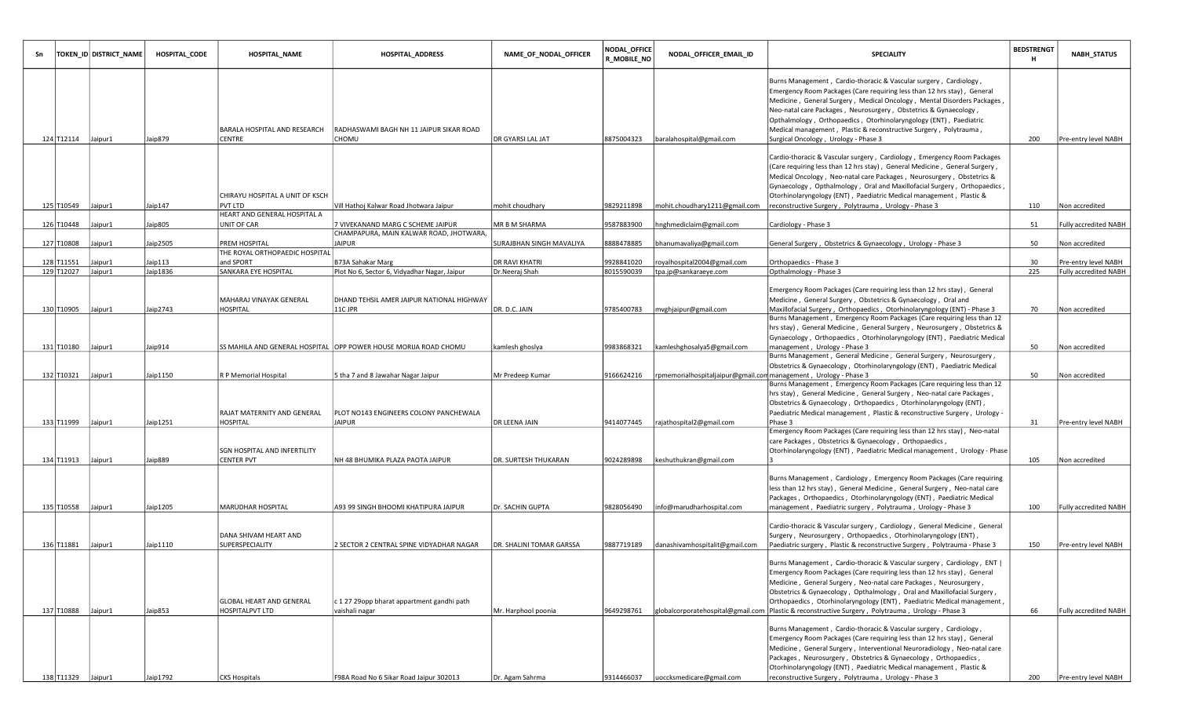| Sn | TOKEN_ID | DISTRICT_NAME | HOSPITAL_CODE | HOSPITAL_NAME | HOSPITAL_ADDRESS | NAME_OF_NODAL_OFFICER | NODAL_OFFICER_MOBILE_NO | NODAL_OFFICER_EMAIL_ID | SPECIALITY | BEDSTRENGTH | NABH_STATUS |
|---|---|---|---|---|---|---|---|---|---|---|---|
| 124 | T12114 | Jaipur1 | Jaip879 | BARALA HOSPITAL AND RESEARCH CENTRE | RADHASWAMI BAGH NH 11 JAIPUR SIKAR ROAD CHOMU | DR GYARSI LAL JAT | 8875004323 | baralahospital@gmail.com | Burns Management , Cardio-thoracic & Vascular surgery , Cardiology , Emergency Room Packages (Care requiring less than 12 hrs stay) , General Medicine , General Surgery , Medical Oncology , Mental Disorders Packages , Neo-natal care Packages , Neurosurgery , Obstetrics & Gynaecology , Opthalmology , Orthopaedics , Otorhinolaryngology (ENT) , Paediatric Medical management , Plastic & reconstructive Surgery , Polytrauma , Surgical Oncology , Urology - Phase 3 | 200 | Pre-entry level NABH |
| 125 | T10549 | Jaipur1 | Jaip147 | CHIRAYU HOSPITAL A UNIT OF KSCH PVT LTD | Vill Hathoj Kalwar Road Jhotwara Jaipur | mohit choudhary | 9829211898 | mohit.choudhary1211@gmail.com | Cardio-thoracic & Vascular surgery , Cardiology , Emergency Room Packages (Care requiring less than 12 hrs stay) , General Medicine , General Surgery , Medical Oncology , Neo-natal care Packages , Neurosurgery , Obstetrics & Gynaecology , Opthalmology , Oral and Maxillofacial Surgery , Orthopaedics , Otorhinolaryngology (ENT) , Paediatric Medical management , Plastic & reconstructive Surgery , Polytrauma , Urology - Phase 3 | 110 | Non accredited |
| 126 | T10448 | Jaipur1 | Jaip805 | HEART AND GENERAL HOSPITAL A UNIT OF CAR | 7 VIVEKANAND MARG C SCHEME JAIPUR | MR B M SHARMA | 9587883900 | hnghmediclaim@gmail.com | Cardiology - Phase 3 | 51 | Fully accredited NABH |
| 127 | T10808 | Jaipur1 | Jaip2505 | PREM HOSPITAL | CHAMPAPURA, MAIN KALWAR ROAD, JHOTWARA, JAIPUR | SURAJBHAN SINGH MAVALIYA | 8888478885 | bhanumavaliya@gmail.com | General Surgery , Obstetrics & Gynaecology , Urology - Phase 3 | 50 | Non accredited |
| 128 | T11551 | Jaipur1 | Jaip113 | THE ROYAL ORTHOPAEDIC HOSPITAL and SPORT | B73A Sahakar Marg | DR RAVI KHATRI | 9928841020 | royalhospital2004@gmail.com | Orthopaedics - Phase 3 | 30 | Pre-entry level NABH |
| 129 | T12027 | Jaipur1 | Jaip1836 | SANKARA EYE HOSPITAL | Plot No 6, Sector 6, Vidyadhar Nagar, Jaipur | Dr.Neeraj Shah | 8015590039 | tpa.jp@sankaraeye.com | Opthalmology - Phase 3 | 225 | Fully accredited NABH |
| 130 | T10905 | Jaipur1 | Jaip2743 | MAHARAJ VINAYAK GENERAL HOSPITAL | DHAND TEHSIL AMER JAIPUR NATIONAL HIGHWAY 11C JPR | DR. D.C. JAIN | 9785400783 | mvghjaipur@gmail.com | Emergency Room Packages (Care requiring less than 12 hrs stay) , General Medicine , General Surgery , Obstetrics & Gynaecology , Oral and Maxillofacial Surgery , Orthopaedics , Otorhinolaryngology (ENT) - Phase 3 | 70 | Non accredited |
| 131 | T10180 | Jaipur1 | Jaip914 | SS MAHILA AND GENERAL HOSPITAL | OPP POWER HOUSE MORIJA ROAD CHOMU | kamlesh ghoslya | 9983868321 | kamleshghosalya5@gmail.com | Burns Management , Emergency Room Packages (Care requiring less than 12 hrs stay) , General Medicine , General Surgery , Neurosurgery , Obstetrics & Gynaecology , Orthopaedics , Otorhinolaryngology (ENT) , Paediatric Medical management , Urology - Phase 3 | 50 | Non accredited |
| 132 | T10321 | Jaipur1 | Jaip1150 | R P Memorial Hospital | 5 tha 7 and 8 Jawahar Nagar Jaipur | Mr Predeep Kumar | 9166624216 | rpmemorialhospitaljaipur@gmail.com | Burns Management , General Medicine , General Surgery , Neurosurgery , Obstetrics & Gynaecology , Otorhinolaryngology (ENT) , Paediatric Medical management , Urology - Phase 3 | 50 | Non accredited |
| 133 | T11999 | Jaipur1 | Jaip1251 | RAJAT MATERNITY AND GENERAL HOSPITAL | PLOT NO143 ENGINEERS COLONY PANCHEWALA JAIPUR | DR LEENA JAIN | 9414077445 | rajathospital2@gmail.com | Burns Management , Emergency Room Packages (Care requiring less than 12 hrs stay) , General Medicine , General Surgery , Neo-natal care Packages , Obstetrics & Gynaecology , Orthopaedics , Otorhinolaryngology (ENT) , Paediatric Medical management , Plastic & reconstructive Surgery , Urology - Phase 3 | 31 | Pre-entry level NABH |
| 134 | T11913 | Jaipur1 | Jaip889 | SGN HOSPITAL AND INFERTILITY CENTER PVT | NH 48 BHUMIKA PLAZA PAOTA JAIPUR | DR. SURTESH THUKARAN | 9024289898 | keshuthukran@gmail.com | Emergency Room Packages (Care requiring less than 12 hrs stay) , Neo-natal care Packages , Obstetrics & Gynaecology , Orthopaedics , Otorhinolaryngology (ENT) , Paediatric Medical management , Urology - Phase 3 | 105 | Non accredited |
| 135 | T10558 | Jaipur1 | Jaip1205 | MARUDHAR HOSPITAL | A93 99 SINGH BHOOMI KHATIPURA JAIPUR | Dr. SACHIN GUPTA | 9828056490 | info@marudharhospital.com | Burns Management , Cardiology , Emergency Room Packages (Care requiring less than 12 hrs stay) , General Medicine , General Surgery , Neo-natal care Packages , Orthopaedics , Otorhinolaryngology (ENT) , Paediatric Medical management , Paediatric surgery , Polytrauma , Urology - Phase 3 | 100 | Fully accredited NABH |
| 136 | T11881 | Jaipur1 | Jaip1110 | DANA SHIVAM HEART AND SUPERSPECIALITY | 2 SECTOR 2 CENTRAL SPINE VIDYADHAR NAGAR | DR. SHALINI TOMAR GARSSA | 9887719189 | danashivamhospitalit@gmail.com | Cardio-thoracic & Vascular surgery , Cardiology , General Medicine , General Surgery , Neurosurgery , Orthopaedics , Otorhinolaryngology (ENT) , Paediatric surgery , Plastic & reconstructive Surgery , Polytrauma - Phase 3 | 150 | Pre-entry level NABH |
| 137 | T10888 | Jaipur1 | Jaip853 | GLOBAL HEART AND GENERAL HOSPITALPVT LTD | c 1 27 29opp bharat appartment gandhi path vaishali nagar | Mr. Harphool poonia | 9649298761 | globalcorporatehospital@gmail.com | Burns Management , Cardio-thoracic & Vascular surgery , Cardiology , ENT \| Emergency Room Packages (Care requiring less than 12 hrs stay) , General Medicine , General Surgery , Neo-natal care Packages , Neurosurgery , Obstetrics & Gynaecology , Opthalmology , Oral and Maxillofacial Surgery , Orthopaedics , Otorhinolaryngology (ENT) , Paediatric Medical management , Plastic & reconstructive Surgery , Polytrauma , Urology - Phase 3 | 66 | Fully accredited NABH |
| 138 | T11329 | Jaipur1 | Jaip1792 | CKS Hospitals | F98A Road No 6 Sikar Road Jaipur 302013 | Dr. Agam Sahrma | 9314466037 | uoccksmedicare@gmail.com | Burns Management , Cardio-thoracic & Vascular surgery , Cardiology , Emergency Room Packages (Care requiring less than 12 hrs stay) , General Medicine , General Surgery , Interventional Neuroradiology , Neo-natal care Packages , Neurosurgery , Obstetrics & Gynaecology , Orthopaedics , Otorhinolaryngology (ENT) , Paediatric Medical management , Plastic & reconstructive Surgery , Polytrauma , Urology - Phase 3 | 200 | Pre-entry level NABH |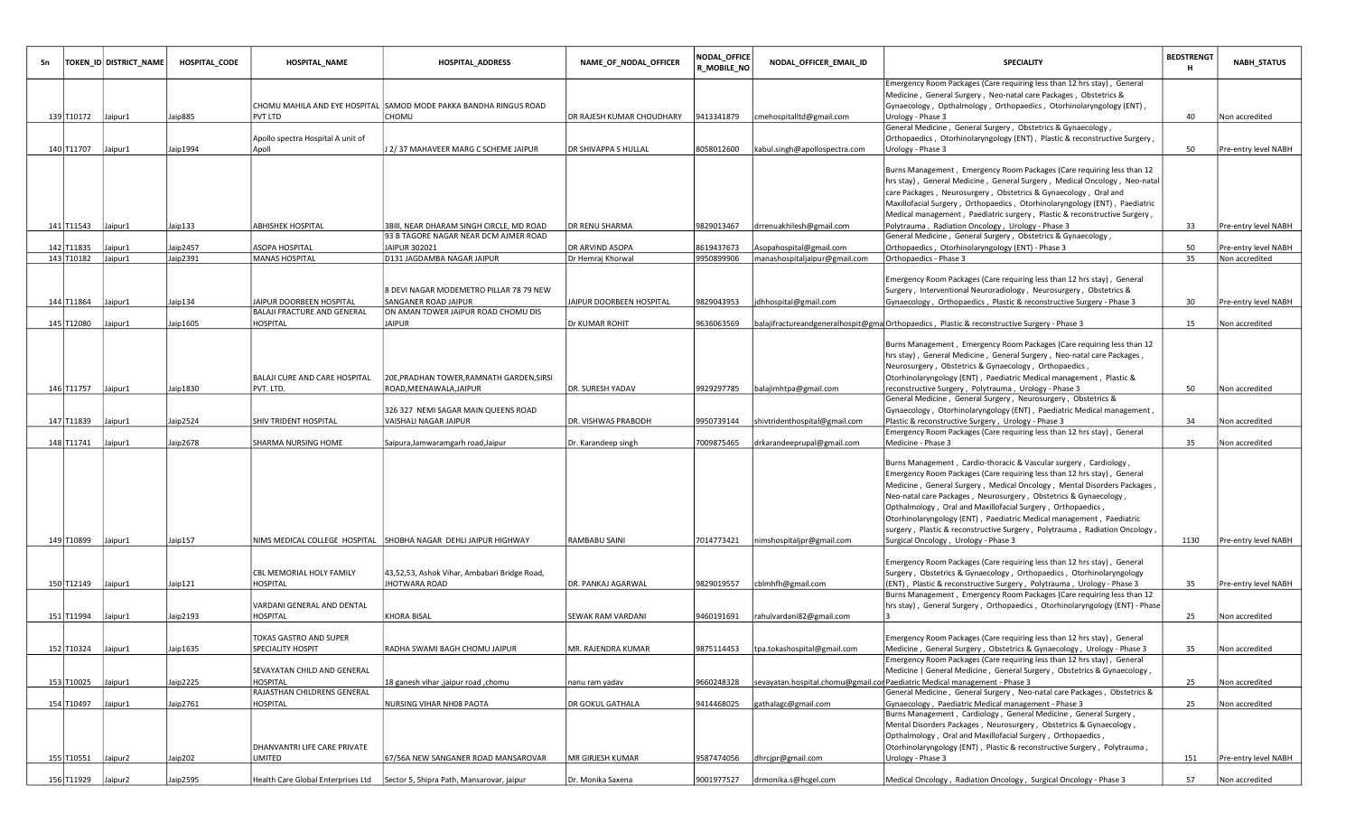| Sn | TOKEN_ID | DISTRICT_NAME | HOSPITAL_CODE | HOSPITAL_NAME | HOSPITAL_ADDRESS | NAME_OF_NODAL_OFFICER | NODAL_OFFICER_MOBILE_NO | NODAL_OFFICER_EMAIL_ID | SPECIALITY | BEDSTRENGTH | NABH_STATUS |
|---|---|---|---|---|---|---|---|---|---|---|---|
| 139 | T10172 | Jaipur1 | Jaip885 | CHOMU MAHILA AND EYE HOSPITAL PVT LTD | SAMOD MODE PAKKA BANDHA RINGUS ROAD CHOMU | DR RAJESH KUMAR CHOUDHARY | 9413341879 | cmehospitalltd@gmail.com | Emergency Room Packages (Care requiring less than 12 hrs stay) , General Medicine , General Surgery , Neo-natal care Packages , Obstetrics & Gynaecology , Opthalmology , Orthopaedics , Otorhinolaryngology (ENT) , Urology - Phase 3 | 40 | Non accredited |
| 140 | T11707 | Jaipur1 | Jaip1994 | Apollo spectra Hospital A unit of Apoll | J 2/ 37 MAHAVEER MARG C SCHEME JAIPUR | DR SHIVAPPA S HULLAL | 8058012600 | kabul.singh@apollospectra.com | General Medicine , General Surgery , Obstetrics & Gynaecology , Orthopaedics , Otorhinolaryngology (ENT) , Plastic & reconstructive Surgery , Urology - Phase 3 | 50 | Pre-entry level NABH |
| 141 | T11543 | Jaipur1 | Jaip133 | ABHISHEK HOSPITAL | 3BIII, NEAR DHARAM SINGH CIRCLE, MD ROAD | DR RENU SHARMA | 9829013467 | drrenuakhilesh@gmail.com | Burns Management , Emergency Room Packages (Care requiring less than 12 hrs stay) , General Medicine , General Surgery , Medical Oncology , Neo-natal care Packages , Neurosurgery , Obstetrics & Gynaecology , Oral and Maxillofacial Surgery , Orthopaedics , Otorhinolaryngology (ENT) , Paediatric Medical management , Paediatric surgery , Plastic & reconstructive Surgery , Polytrauma , Radiation Oncology , Urology - Phase 3 | 33 | Pre-entry level NABH |
| 142 | T11835 | Jaipur1 | Jaip2457 | ASOPA HOSPITAL | 93 B TAGORE NAGAR NEAR DCM AJMER ROAD JAIPUR 302021 | DR ARVIND ASOPA | 8619437673 | Asopahospital@gmail.com | General Medicine , General Surgery , Obstetrics & Gynaecology , Orthopaedics , Otorhinolaryngology (ENT) - Phase 3 | 50 | Pre-entry level NABH |
| 143 | T10182 | Jaipur1 | Jaip2391 | MANAS HOSPITAL | D131 JAGDAMBA NAGAR JAIPUR | Dr Hemraj Khorwal | 9950899906 | manashospitaljaipur@gmail.com | Orthopaedics - Phase 3 | 35 | Non accredited |
| 144 | T11864 | Jaipur1 | Jaip134 | JAIPUR DOORBEEN HOSPITAL | 8 DEVI NAGAR MODEMETRO PILLAR 78 79 NEW SANGANER ROAD JAIPUR | JAIPUR DOORBEEN HOSPITAL | 9829043953 | jdhhospital@gmail.com | Emergency Room Packages (Care requiring less than 12 hrs stay) , General Surgery , Interventional Neuroradiology , Neurosurgery , Obstetrics & Gynaecology , Orthopaedics , Plastic & reconstructive Surgery - Phase 3 | 30 | Pre-entry level NABH |
| 145 | T12080 | Jaipur1 | Jaip1605 | BALAJI FRACTURE AND GENERAL HOSPITAL | ON AMAN TOWER JAIPUR ROAD CHOMU DIS JAIPUR | Dr KUMAR ROHIT | 9636063569 | balajifractureandgeneralhospit@gma | Orthopaedics , Plastic & reconstructive Surgery - Phase 3 | 15 | Non accredited |
| 146 | T11757 | Jaipur1 | Jaip1830 | BALAJI CURE AND CARE HOSPITAL PVT. LTD. | 20E,PRADHAN TOWER,RAMNATH GARDEN,SIRSI ROAD,MEENAWALA,JAIPUR | DR. SURESH YADAV | 9929297785 | balajimhtpa@gmail.com | Burns Management , Emergency Room Packages (Care requiring less than 12 hrs stay) , General Medicine , General Surgery , Neo-natal care Packages , Neurosurgery , Obstetrics & Gynaecology , Orthopaedics , Otorhinolaryngology (ENT) , Paediatric Medical management , Plastic & reconstructive Surgery , Polytrauma , Urology - Phase 3 | 50 | Non accredited |
| 147 | T11839 | Jaipur1 | Jaip2524 | SHIV TRIDENT HOSPITAL | 326 327 NEMI SAGAR MAIN QUEENS ROAD VAISHALI NAGAR JAIPUR | DR. VISHWAS PRABODH | 9950739144 | shivtridenthospital@gmail.com | General Medicine , General Surgery , Neurosurgery , Obstetrics & Gynaecology , Otorhinolaryngology (ENT) , Paediatric Medical management , Plastic & reconstructive Surgery , Urology - Phase 3 | 34 | Non accredited |
| 148 | T11741 | Jaipur1 | Jaip2678 | SHARMA NURSING HOME | Saipura,Jamwaramgarh road,Jaipur | Dr. Karandeep singh | 7009875465 | drkarandeeprupal@gmail.com | Emergency Room Packages (Care requiring less than 12 hrs stay) , General Medicine - Phase 3 | 35 | Non accredited |
| 149 | T10899 | Jaipur1 | Jaip157 | NIMS MEDICAL COLLEGE HOSPITAL | SHOBHA NAGAR DEHLI JAIPUR HIGHWAY | RAMBABU SAINI | 7014773421 | nimshospitaljpr@gmail.com | Burns Management , Cardio-thoracic & Vascular surgery , Cardiology , Emergency Room Packages (Care requiring less than 12 hrs stay) , General Medicine , General Surgery , Medical Oncology , Mental Disorders Packages , Neo-natal care Packages , Neurosurgery , Obstetrics & Gynaecology , Opthalmology , Oral and Maxillofacial Surgery , Orthopaedics , Otorhinolaryngology (ENT) , Paediatric Medical management , Paediatric surgery , Plastic & reconstructive Surgery , Polytrauma , Radiation Oncology , Surgical Oncology , Urology - Phase 3 | 1130 | Pre-entry level NABH |
| 150 | T12149 | Jaipur1 | Jaip121 | CBL MEMORIAL HOLY FAMILY HOSPITAL | 43,52,53, Ashok Vihar, Ambabari Bridge Road, JHOTWARA ROAD | DR. PANKAJ AGARWAL | 9829019557 | cblmhfh@gmail.com | Emergency Room Packages (Care requiring less than 12 hrs stay) , General Surgery , Obstetrics & Gynaecology , Orthopaedics , Otorhinolaryngology (ENT) , Plastic & reconstructive Surgery , Polytrauma , Urology - Phase 3 | 35 | Pre-entry level NABH |
| 151 | T11994 | Jaipur1 | Jaip2193 | VARDANI GENERAL AND DENTAL HOSPITAL | KHORA BISAL | SEWAK RAM VARDANI | 9460191651 | rahulvardani82@gmail.com | Burns Management , Emergency Room Packages (Care requiring less than 12 hrs stay) , General Surgery , Orthopaedics , Otorhinolaryngology (ENT) - Phase 3 | 25 | Non accredited |
| 152 | T10324 | Jaipur1 | Jaip1635 | TOKAS GASTRO AND SUPER SPECIALITY HOSPIT | RADHA SWAMI BAGH CHOMU JAIPUR | MR. RAJENDRA KUMAR | 9875114453 | tpa.tokashospital@gmail.com | Emergency Room Packages (Care requiring less than 12 hrs stay) , General Medicine , General Surgery , Obstetrics & Gynaecology , Urology - Phase 3 | 35 | Non accredited |
| 153 | T10025 | Jaipur1 | Jaip2225 | SEVAYATAN CHILD AND GENERAL HOSPITAL | 18 ganesh vihar ,jaipur road ,chomu | nanu ram yadav | 9660248328 | sevayatan.hospital.chomu@gmail.co | Emergency Room Packages (Care requiring less than 12 hrs stay) , General Medicine \| General Medicine , General Surgery , Obstetrics & Gynaecology , Paediatric Medical management - Phase 3 | 25 | Non accredited |
| 154 | T10497 | Jaipur1 | Jaip2761 | RAJASTHAN CHILDRENS GENERAL HOSPITAL | NURSING VIHAR NH08 PAOTA | DR GOKUL GATHALA | 9414468025 | gathalagc@gmail.com | General Medicine , General Surgery , Neo-natal care Packages , Obstetrics & Gynaecology , Paediatric Medical management - Phase 3 | 25 | Non accredited |
| 155 | T10551 | Jaipur2 | Jaip202 | DHANVANTRI LIFE CARE PRIVATE LIMITED | 67/56A NEW SANGANER ROAD MANSAROVAR | MR GIRJESH KUMAR | 9587474056 | dhrcjpr@gmail.com | Burns Management , Cardiology , General Medicine , General Surgery , Mental Disorders Packages , Neurosurgery , Obstetrics & Gynaecology , Opthalmology , Oral and Maxillofacial Surgery , Orthopaedics , Otorhinolaryngology (ENT) , Plastic & reconstructive Surgery , Polytrauma , Urology - Phase 3 | 151 | Pre-entry level NABH |
| 156 | T11929 | Jaipur2 | Jaip2595 | Health Care Global Enterprises Ltd | Sector 5, Shipra Path, Mansarovar, jaipur | Dr. Monika Saxena | 9001977527 | drmonika.s@hcgel.com | Medical Oncology , Radiation Oncology , Surgical Oncology - Phase 3 | 57 | Non accredited |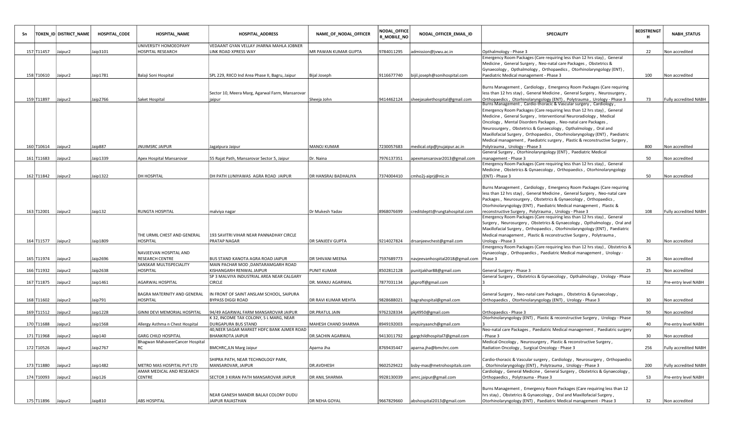| Sn | TOKEN_ID | DISTRICT_NAME | HOSPITAL_CODE | HOSPITAL_NAME | HOSPITAL_ADDRESS | NAME_OF_NODAL_OFFICER | NODAL_OFFICER_MOBILE_NO | NODAL_OFFICER_EMAIL_ID | SPECIALITY | BEDSTRENGTH | NABH_STATUS |
|---|---|---|---|---|---|---|---|---|---|---|---|
| 157 | T11457 | Jaipur2 | Jaip3101 | UNIVERSITY HOMOEOPAHY HOSPITAL RESEARCH | VEDAANT GYAN VELLAY JHARNA MAHLA JOBNER LINK ROAD XPRESS WAY | MR PAWAN KUMAR GUPTA | 9784011295 | admission@jvwu.ac.in | Opthalmology - Phase 3 | 22 | Non accredited |
| 158 | T10610 | Jaipur2 | Jaip1781 | Balaji Soni Hospital | SPL 229, RIICO Ind Area Phase II, Bagru, Jaipur | Bijal Joseph | 9116677740 | bijil.joseph@sonihospital.com | Emergency Room Packages (Care requiring less than 12 hrs stay) , General Medicine , General Surgery , Neo-natal care Packages , Obstetrics & Gynaecology , Opthalmology , Orthopaedics , Otorhinolaryngology (ENT) , Paediatric Medical management - Phase 3 | 100 | Non accredited |
| 159 | T11897 | Jaipur2 | Jaip2766 | Saket Hospital | Sector 10, Meera Marg, Agarwal Farm, Mansarovar jaipur | Sheeja John | 9414462124 | sheejasakethospital@gmail.com | Burns Management , Cardiology , Emergency Room Packages (Care requiring less than 12 hrs stay) , General Medicine , General Surgery , Neurosurgery , Orthopaedics , Otorhinolaryngology (ENT) , Polytrauma , Urology - Phase 3 | 73 | Fully accredited NABH |
| 160 | T10614 | Jaipur2 | Jaip887 | JNUIMSRC JAIPUR | Jagatpura Jaipur | MANOJ KUMAR | 7230057683 | medical.otp@jnujaipur.ac.in | Burns Management , Cardio-thoracic & Vascular surgery , Cardiology , Emergency Room Packages (Care requiring less than 12 hrs stay) , General Medicine , General Surgery , Interventional Neuroradiology , Medical Oncology , Mental Disorders Packages , Neo-natal care Packages , Neurosurgery , Obstetrics & Gynaecology , Opthalmology , Oral and Maxillofacial Surgery , Orthopaedics , Otorhinolaryngology (ENT) , Paediatric Medical management , Paediatric surgery , Plastic & reconstructive Surgery , Polytrauma , Urology - Phase 3 | 800 | Non accredited |
| 161 | T11683 | Jaipur2 | Jaip1339 | Apex Hospital Mansarovar | 55 Rajat Path, Mansarovar Sector 5, Jaipur | Dr. Naina | 7976137351 | apexmansarovar2013@gmail.com | General Surgery , Otorhinolaryngology (ENT) , Paediatric Medical management - Phase 3 | 50 | Non accredited |
| 162 | T11842 | Jaipur2 | Jaip1322 | DH HOSPITAL | DH PATH LUNIYAWAS AGRA ROAD JAIPUR | DR HANSRAJ BADHALIYA | 7374004410 | cmho2j-aiprj@nic.in | Emergency Room Packages (Care requiring less than 12 hrs stay) , General Medicine , Obstetrics & Gynaecology , Orthopaedics , Otorhinolaryngology (ENT) - Phase 3 | 50 | Non accredited |
| 163 | T12001 | Jaipur2 | Jaip132 | RUNGTA HOSPITAL | malviya nagar | Dr Mukesh Yadav | 8968076699 | creditdeptt@rungtahospital.com | Burns Management , Cardiology , Emergency Room Packages (Care requiring less than 12 hrs stay) , General Medicine , General Surgery , Neo-natal care Packages , Neurosurgery , Obstetrics & Gynaecology , Orthopaedics , Otorhinolaryngology (ENT) , Paediatric Medical management , Plastic & reconstructive Surgery , Polytrauma , Urology - Phase 3 | 108 | Fully accredited NABH |
| 164 | T11577 | Jaipur2 | Jaip1809 | THE URMIL CHEST AND GENERAL HOSPITAL | 193 SAVITRI VIHAR NEAR PANNADHAY CIRCLE PRATAP NAGAR | DR SANJEEV GUPTA | 9214027824 | drsanjeevchest@gmail.com | Emergency Room Packages (Care requiring less than 12 hrs stay) , General Surgery , Neurosurgery , Obstetrics & Gynaecology , Opthalmology , Oral and Maxillofacial Surgery , Orthopaedics , Otorhinolaryngology (ENT) , Paediatric Medical management , Plastic & reconstructive Surgery , Polytrauma , Urology - Phase 3 | 30 | Non accredited |
| 165 | T11974 | Jaipur2 | Jaip2696 | NAVJEEVAN HOSPITAL AND RESEARCH CENTRE | BUS STAND KANOTA AGRA ROAD JAIPUR | DR SHIVANI MEENA | 7597689773 | navjeevanhospital2018@gmail.com | Emergency Room Packages (Care requiring less than 12 hrs stay) , Obstetrics & Gynaecology , Orthopaedics , Paediatric Medical management , Urology - Phase 3 | 26 | Non accredited |
| 166 | T11932 | Jaipur2 | Jaip2638 | SANSKAR MULTISPECIALITY HOSPITAL | MAIN PACHAR MOD ,DANTARAMGARH ROAD KISHANGARH RENWAL JAIPUR | PUNIT KUMAR | 8502812128 | punitjakhar88@gmail.com | General Surgery - Phase 3 | 25 | Non accredited |
| 167 | T11875 | Jaipur2 | Jaip1461 | AGARWAL HOSPITAL | SP 3 MALVIYA INDUSTRIAL AREA NEAR CALGARY CIRCLE | DR. MANJU AGARWAL | 7877031134 | gkproff@gmail.com | General Surgery , Obstetrics & Gynaecology , Opthalmology , Urology - Phase 3 | 32 | Pre-entry level NABH |
| 168 | T11602 | Jaipur2 | Jaip791 | BAGRA MATERNITY AND GENERAL HOSPITAL | IN FRONT OF SAINT ANSLAM SCHOOL, SAIPURA BYPASS DIGGI ROAD | DR RAVI KUMAR MEHTA | 9828688021 | bagrahospital@gmail.com | General Surgery , Neo-natal care Packages , Obstetrics & Gynaecology , Orthopaedics , Otorhinolaryngology (ENT) , Urology - Phase 3 | 30 | Non accredited |
| 169 | T11512 | Jaipur2 | Jaip1228 | GINNI DEVI MEMORIAL HOSPITAL | 94/49 AGARWAL FARM MANSAROVAR JAIPUR | DR.PRATUL JAIN | 9762328334 | pkj4950@gmail.com | Orthopaedics - Phase 3 | 50 | Non accredited |
| 170 | T11688 | Jaipur2 | Jaip1568 | Allergy Asthma n Chest Hospital | K 32, INCOME TAX COLONY, S L MARG, NEAR DURGAPURA BUS STAND | MAHESH CHAND SHARMA | 8949192003 | enquiryaanch@gmail.com | Otorhinolaryngology (ENT) , Plastic & reconstructive Surgery , Urology - Phase 3 | 40 | Pre-entry level NABH |
| 171 | T11968 | Jaipur2 | Jaip140 | GARG CHILD HOSPITAL | 40,NEER SAGAR MARKET HDFC BANK AJMER ROAD BHANKROTA JAIPUR | DR.SACHIN AGARWAL | 9413011792 | gargchildhospital7@gmail.com | Neo-natal care Packages , Paediatric Medical management , Paediatric surgery - Phase 3 | 30 | Non accredited |
| 172 | T10526 | Jaipur2 | Jaip2767 | Bhagwan MahaveerCancer Hospital RC | BMCHRC,JLN Marg Jaipur | Aparna Jha | 8769435447 | aparna.jha@bmchrc.com | Medical Oncology , Neurosurgery , Plastic & reconstructive Surgery , Radiation Oncology , Surgical Oncology - Phase 3 | 256 | Fully accredited NABH |
| 173 | T11880 | Jaipur2 | Jaip1482 | METRO MAS HOSPITAL PVT LTD | SHIPRA PATH, NEAR TECHNOLOGY PARK, MANSAROVAR, JAIPUR | DR.AVDHESH | 9602529422 | bsby-mas@metrohospitals.com | Cardio-thoracic & Vascular surgery , Cardiology , Neurosurgery , Orthopaedics , Otorhinolaryngology (ENT) , Polytrauma , Urology - Phase 3 | 200 | Fully accredited NABH |
| 174 | T10093 | Jaipur2 | Jaip126 | AMAR MEDICAL AND RESEARCH CENTRE | SECTOR 3 KIRAN PATH MANSAROVAR JAIPUR | DR ANIL SHARMA | 9928130039 | amrc.jaipur@gmail.com | Cardiology , General Medicine , General Surgery , Obstetrics & Gynaecology , Orthopaedics , Polytrauma - Phase 3 | 53 | Pre-entry level NABH |
| 175 | T11896 | Jaipur2 | Jaip810 | ABS HOSPITAL | NEAR GANESH MANDIR BALAJI COLONY DUDU JAIPUR RAJASTHAN | DR NEHA GOYAL | 9667829660 | abshospital2013@gmail.com | Burns Management , Emergency Room Packages (Care requiring less than 12 hrs stay) , Obstetrics & Gynaecology , Oral and Maxillofacial Surgery , Otorhinolaryngology (ENT) , Paediatric Medical management - Phase 3 | 32 | Non accredited |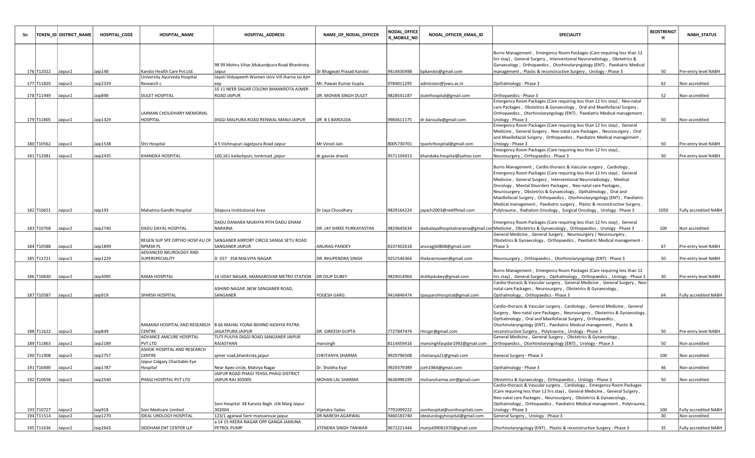| Sn | TOKEN_ID | DISTRICT_NAME | HOSPITAL_CODE | HOSPITAL_NAME | HOSPITAL_ADDRESS | NAME_OF_NODAL_OFFICER | NODAL_OFFICER_MOBILE_NO | NODAL_OFFICER_EMAIL_ID | SPECIALITY | BEDSTRENGTH | NABH_STATUS |
|---|---|---|---|---|---|---|---|---|---|---|---|
| 176 | T12022 | Jaipur2 | Jaip148 | Kandoi Health Care Pvt.Ltd. | 98 99 Mohru Vihar,Mukundpura Road Bhankrota Jaipur | Dr Bhagwati Prasad Kandoi | 9414430498 | bpkandoi@gmail.com | Burns Management , Emergency Room Packages (Care requiring less than 12 hrs stay) , General Surgery , Interventional Neuroradiology , Obstetrics & Gynaecology , Orthopaedics , Otorhinolaryngology (ENT) , Paediatric Medical management , Plastic & reconstructive Surgery , Urology - Phase 3 | 50 | Pre-entry level NABH |
| 177 | T11820 | Jaipur2 | Jaip2329 | University Ayurveda Hospital Research c | Jayoti Vidyapeeth Women Univ Vill Jharna Jai Ajm exp | Mr. Pawan Kumar Gupta | 9784011295 | admission@jvwu.ac.in | Opthalmology - Phase 3 | 62 | Non accredited |
| 178 | T11949 | Jaipur2 | Jaip898 | DULET HOSPITAL | 10 11 NEER SAGAR COLONY BHANKROTA AJMER ROAD JAIPUR | DR. MOHAN SINGH DULET | 9828541187 | dulethospital@gmail.com | Orthopaedics - Phase 3 | 52 | Non accredited |
| 179 | T11805 | Jaipur2 | Jaip1329 | LAXMAN CHOUDHARY MEMORIAL HOSPITAL | DIGGI MALPURA ROAD RENWAL MANJI JAIPUR | DR B S BAROUDA | 9983611175 | dr.barouda@gmail.com | Emergency Room Packages (Care requiring less than 12 hrs stay) , Neo-natal care Packages , Obstetrics & Gynaecology , Oral and Maxillofacial Surgery , Orthopaedics , Otorhinolaryngology (ENT) , Paediatric Medical management , Urology - Phase 3 | 50 | Non accredited |
| 180 | T10562 | Jaipur2 | Jaip1538 | Shri Hospital | 4 5 Vishnupuri Jagatpura Road Jaipur | Mr Vinod Jain | 8005730701 | tpashrihospital@gmail.com | Emergency Room Packages (Care requiring less than 12 hrs stay) , General Medicine , General Surgery , Neo-natal care Packages , Neurosurgery , Oral and Maxillofacial Surgery , Orthopaedics , Paediatric Medical management , Urology - Phase 3 | 50 | Pre-entry level NABH |
| 181 | T12081 | Jaipur2 | Jaip2435 | KHANDKA HOSPITAL | 160,161 kailashpuri, tonkroad ,jaipur | dr.gaurav dravid | 9571104913 | khandaka.hospital@yahoo.com | Emergency Room Packages (Care requiring less than 12 hrs stay) , Neurosurgery , Orthopaedics - Phase 3 | 50 | Pre-entry level NABH |
| 182 | T10651 | Jaipur2 | Jaip193 | Mahatma Gandhi Hospital | Sitapura Institutional Area | Dr Jaya Choudhary | 9829164224 | jayach2003@rediffmail.com | Burns Management , Cardio-thoracic & Vascular surgery , Cardiology , Emergency Room Packages (Care requiring less than 12 hrs stay) , General Medicine , General Surgery , Interventional Neuroradiology , Medical Oncology , Mental Disorders Packages , Neo-natal care Packages , Neurosurgery , Obstetrics & Gynaecology , Opthalmology , Oral and Maxillofacial Surgery , Orthopaedics , Otorhinolaryngology (ENT) , Paediatric Medical management , Paediatric surgery , Plastic & reconstructive Surgery , Polytrauma , Radiation Oncology , Surgical Oncology , Urology - Phase 3 | 1050 | Fully accredited NABH |
| 183 | T10768 | Jaipur2 | Jaip2740 | DADU DAYAL HOSPITAL | DADU DAWARA MUKHYA PITH DADU DHAM NARAINA | DR. JAY SHREE PURKAYASTHA | 9829645634 | dadudayalhospitalnaraina@gmail.com | Emergency Room Packages (Care requiring less than 12 hrs stay) , General Medicine , Obstetrics & Gynaecology , Orthopaedics , Urology - Phase 3 | 100 | Non accredited |
| 184 | T10588 | Jaipur2 | Jaip1899 | REGEN SUP SPE ORTHO HOSP AU OF NPMSR PL | SANGANER AIRPORT CIRCLE SANGA SETU ROAD SANGANER JAIPUR | ANURAG PANDEY | 8107402618 | anuragjk0808@gmail.com | General Medicine , General Surgery , Neurosurgery \| Neurosurgery , Obstetrics & Gynaecology , Orthopaedics , Paediatric Medical management - Phase 3 | 67 | Pre-entry level NABH |
| 185 | T11721 | Jaipur2 | Jaip1229 | ADVANCED NEUROLOGY AND SUPERSPECIALITY | D 357 358 MALVIYA NAGAR | DR. BHUPENDRA SINGH | 9252546364 | thebraintower@gmail.com | Neurosurgery , Orthopaedics , Otorhinolaryngology (ENT) - Phase 3 | 50 | Pre-entry level NABH |
| 186 | T10830 | Jaipur2 | Jaip3095 | RAMA HOSPITAL | 16 UDAY NAGAR, MANSAROVAR METRO STATION | DR DILIP DUBEY | 9829014904 | drdilipdubey@gmail.com | Burns Management , Emergency Room Packages (Care requiring less than 12 hrs stay) , General Surgery , Opthalmology , Orthopaedics , Urology - Phase 3 | 30 | Pre-entry level NABH |
| 187 | T10587 | Jaipur2 | Jaip919 | SPARSH HOSPITAL | ASHIND NAGAR ,NEW SANGANER ROAD, SANGANER | YOGESH GARG | 9414846474 | tpasparshhospital@gmail.com | Cardio-thoracic & Vascular surgery , General Medicine , General Surgery , Neo-natal care Packages , Neurosurgery , Obstetrics & Gynaecology , Opthalmology , Orthopaedics - Phase 3 | 64 | Fully accredited NABH |
| 188 | T11622 | Jaipur2 | Jaip849 | RAMANJI HOSPITAL AND RESEARCH CENTRE | B 66 MAHAL YOJNA BEHIND AKSHYA PATRA JAGATPURA JAIPUR | DR. GIREESH GUPTA | 7727847474 | rhrcjpr@gmail.com | Cardio-thoracic & Vascular surgery , Cardiology , General Medicine , General Surgery , Neo-natal care Packages , Neurosurgery , Obstetrics & Gynaecology , Opthalmology , Oral and Maxillofacial Surgery , Orthopaedics , Otorhinolaryngology (ENT) , Paediatric Medical management , Plastic & reconstructive Surgery , Polytrauma , Urology - Phase 3 | 50 | Pre-entry level NABH |
| 189 | T11863 | Jaipur2 | Jaip2189 | ADVANCE AMCURE HOSPITAL PVT.LTD | TUTI PULIYA DIGGI ROAD SANGANER JAIPUR RAJASTHAN | mansingh | 8114459416 | mansinghfaujdar1992@gmail.com | General Medicine , General Surgery , Obstetrics & Gynaecology , Orthopaedics , Otorhinolaryngology (ENT) , Urology - Phase 3 | 50 | Non accredited |
| 190 | T11908 | Jaipur2 | Jaip2757 | ASHOK HOSPITAL AND RESEARCH CENTRE | ajmer road,bhankrota,jaipur | CHEITANYA SHARMA | 9929796508 | cheitanya21@gmail.com | General Surgery - Phase 3 | 100 | Non accredited |
| 191 | T10490 | Jaipur2 | Jaip1787 | Jaipur Calgary Charitable Eye Hospital | Near Apex circle, Malviya Nagar | Dr. Shobha Kyal | 9929379389 | jceh1984@gmail.com | Opthalmology - Phase 3 | 46 | Non accredited |
| 192 | T10658 | Jaipur2 | Jaip2540 | PHAGI HOSPITAL PVT.LTD | JAIPUR ROAD PHAGI TEHSIL PHAGI DISTRICT JAIPUR RAJ 303005 | MOHAN LAL SHARMA | 9636996199 | mohansharma.om@gmail.com | Obstetrics & Gynaecology , Orthopaedics , Urology - Phase 3 | 50 | Non accredited |
| 193 | T10727 | Jaipur2 | Jaip918 | Soni Medicare Limited | Soni Hospital 38 Kanota Bagh JLN Marg Jaipur 302004 | Vijendra Yadav | 7791099222 | sonihospital@sonihospitals.com | Cardio-thoracic & Vascular surgery , Cardiology , Emergency Room Packages (Care requiring less than 12 hrs stay) , General Medicine , General Surgery , Neo-natal care Packages , Neurosurgery , Obstetrics & Gynaecology , Opthalmology , Orthopaedics , Paediatric Medical management , Polytrauma , Urology - Phase 3 | 100 | Fully accredited NABH |
| 194 | T11514 | Jaipur2 | Jaip1270 | IDEAL UROLOGY HOSPITAL | 123/1 agarwal farm mansarovar jaipur | DR.NARESH AGARWAL | 9460183740 | idealurologyhospital@gmail.com | General Surgery , Urology - Phase 3 | 30 | Non accredited |
| 195 | T11636 | Jaipur2 | Jaip2643 | SIDDHAM ENT CENTER LLP | a 14 15 HEERA NAGAR OPP GANGA JAMUNA PETROL PUMP | JITENDRA SINGH TANWAR | 9672221444 | manjst09081970@gmail.com | Otorhinolaryngology (ENT) , Plastic & reconstructive Surgery - Phase 3 | 35 | Fully accredited NABH |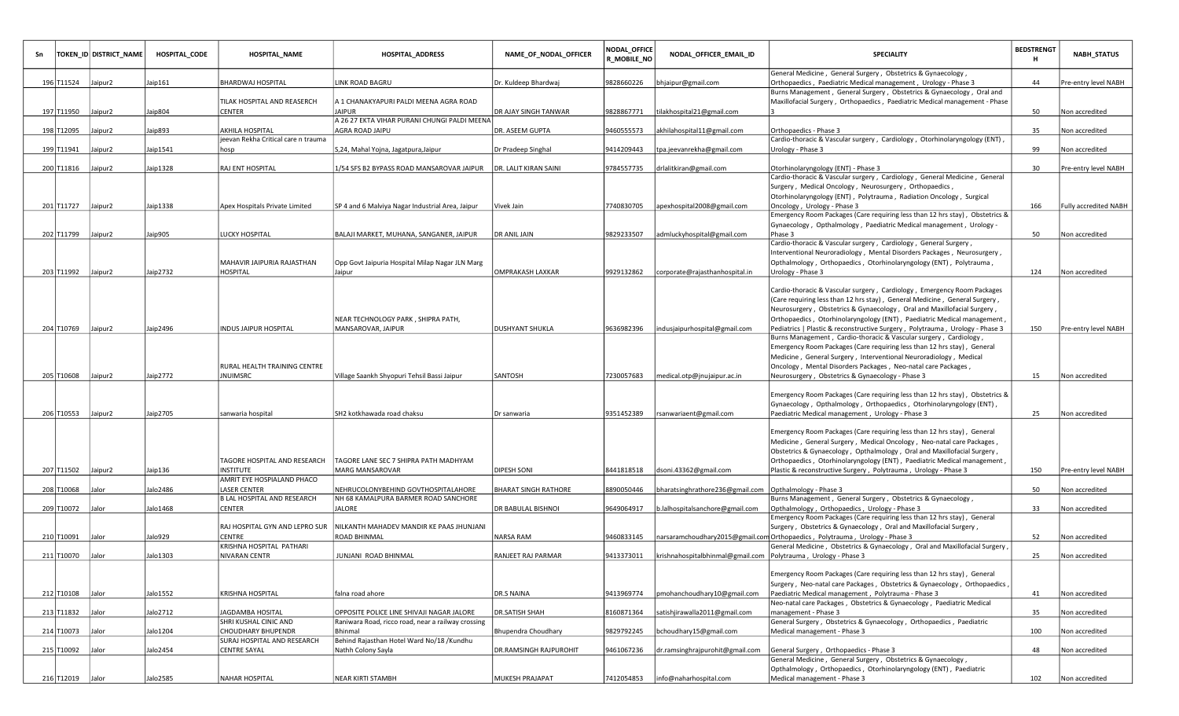| Sn | TOKEN_ID | DISTRICT_NAME | HOSPITAL_CODE | HOSPITAL_NAME | HOSPITAL_ADDRESS | NAME_OF_NODAL_OFFICER | NODAL_OFFICER_MOBILE_NO | NODAL_OFFICER_EMAIL_ID | SPECIALITY | BEDSTRENGTH | NABH_STATUS |
|---|---|---|---|---|---|---|---|---|---|---|---|
| 196 | T11524 | Jaipur2 | Jaip161 | BHARDWAJ HOSPITAL | LINK ROAD BAGRU | Dr. Kuldeep Bhardwaj | 9828660226 | bhjaipur@gmail.com | General Medicine , General Surgery , Obstetrics & Gynaecology , Orthopaedics , Paediatric Medical management , Urology - Phase 3 | 44 | Pre-entry level NABH |
| 197 | T11950 | Jaipur2 | Jaip804 | TILAK HOSPITAL AND REASERCH CENTER | A 1 CHANAKYAPURI PALDI MEENA AGRA ROAD JAIPUR | DR AJAY SINGH TANWAR | 9828867771 | tilakhospital21@gmail.com | Burns Management , General Surgery , Obstetrics & Gynaecology , Oral and Maxillofacial Surgery , Orthopaedics , Paediatric Medical management - Phase 3 | 50 | Non accredited |
| 198 | T12095 | Jaipur2 | Jaip893 | AKHILA HOSPITAL | A 26 27 EKTA VIHAR PURANI CHUNGI PALDI MEENA AGRA ROAD JAIPU | DR. ASEEM GUPTA | 9460555573 | akhilahospital11@gmail.com | Orthopaedics - Phase 3 | 35 | Non accredited |
| 199 | T11941 | Jaipur2 | Jaip1541 | jeevan Rekha Critical care n trauma hosp | S,24, Mahal Yojna, Jagatpura,Jaipur | Dr Pradeep Singhal | 9414209443 | tpa.jeevanrekha@gmail.com | Cardio-thoracic & Vascular surgery , Cardiology , Otorhinolaryngology (ENT) , Urology - Phase 3 | 99 | Non accredited |
| 200 | T11816 | Jaipur2 | Jaip1328 | RAJ ENT HOSPITAL | 1/54 SFS B2 BYPASS ROAD MANSAROVAR JAIPUR | DR. LALIT KIRAN SAINI | 9784557735 | drlalitkiran@gmail.com | Otorhinolaryngology (ENT) - Phase 3 | 30 | Pre-entry level NABH |
| 201 | T11727 | Jaipur2 | Jaip1338 | Apex Hospitals Private Limited | SP 4 and 6 Malviya Nagar Industrial Area, Jaipur | Vivek Jain | 7740830705 | apexhospital2008@gmail.com | Cardio-thoracic & Vascular surgery , Cardiology , General Medicine , General Surgery , Medical Oncology , Neurosurgery , Orthopaedics , Otorhinolaryngology (ENT) , Polytrauma , Radiation Oncology , Surgical Oncology , Urology - Phase 3 | 166 | Fully accredited NABH |
| 202 | T11799 | Jaipur2 | Jaip905 | LUCKY HOSPITAL | BALAJI MARKET, MUHANA, SANGANER, JAIPUR | DR ANIL JAIN | 9829233507 | admluckyhospital@gmail.com | Emergency Room Packages (Care requiring less than 12 hrs stay) , Obstetrics & Gynaecology , Opthalmology , Paediatric Medical management , Urology - Phase 3 | 50 | Non accredited |
| 203 | T11992 | Jaipur2 | Jaip2732 | MAHAVIR JAIPURIA RAJASTHAN HOSPITAL | Opp Govt Jaipuria Hospital Milap Nagar JLN Marg Jaipur | OMPRAKASH LAXKAR | 9929132862 | corporate@rajasthanhospital.in | Cardio-thoracic & Vascular surgery , Cardiology , General Surgery , Interventional Neuroradiology , Mental Disorders Packages , Neurosurgery , Opthalmology , Orthopaedics , Otorhinolaryngology (ENT) , Polytrauma , Urology - Phase 3 | 124 | Non accredited |
| 204 | T10769 | Jaipur2 | Jaip2496 | INDUS JAIPUR HOSPITAL | NEAR TECHNOLOGY PARK , SHIPRA PATH, MANSAROVAR, JAIPUR | DUSHYANT SHUKLA | 9636982396 | indusjaipurhospital@gmail.com | Cardio-thoracic & Vascular surgery , Cardiology , Emergency Room Packages (Care requiring less than 12 hrs stay) , General Medicine , General Surgery , Neurosurgery , Obstetrics & Gynaecology , Oral and Maxillofacial Surgery , Orthopaedics , Otorhinolaryngology (ENT) , Paediatric Medical management , Pediatrics \| Plastic & reconstructive Surgery , Polytrauma , Urology - Phase 3 | 150 | Pre-entry level NABH |
| 205 | T10608 | Jaipur2 | Jaip2772 | RURAL HEALTH TRAINING CENTRE JNUIMSRC | Village Saankh Shyopuri Tehsil Bassi Jaipur | SANTOSH | 7230057683 | medical.otp@jnujaipur.ac.in | Burns Management , Cardio-thoracic & Vascular surgery , Cardiology , Emergency Room Packages (Care requiring less than 12 hrs stay) , General Medicine , General Surgery , Interventional Neuroradiology , Medical Oncology , Mental Disorders Packages , Neo-natal care Packages , Neurosurgery , Obstetrics & Gynaecology - Phase 3 | 15 | Non accredited |
| 206 | T10553 | Jaipur2 | Jaip2705 | sanwaria hospital | SH2 kotkhawada road chaksu | Dr sanwaria | 9351452389 | rsanwariaent@gmail.com | Emergency Room Packages (Care requiring less than 12 hrs stay) , Obstetrics & Gynaecology , Opthalmology , Orthopaedics , Otorhinolaryngology (ENT) , Paediatric Medical management , Urology - Phase 3 | 25 | Non accredited |
| 207 | T11502 | Jaipur2 | Jaip136 | TAGORE HOSPITAL AND RESEARCH INSTITUTE | TAGORE LANE SEC 7 SHIPRA PATH MADHYAM MARG MANSAROVAR | DIPESH SONI | 8441818518 | dsoni.43362@gmail.com | Emergency Room Packages (Care requiring less than 12 hrs stay) , General Medicine , General Surgery , Medical Oncology , Neo-natal care Packages , Obstetrics & Gynaecology , Opthalmology , Oral and Maxillofacial Surgery , Orthopaedics , Otorhinolaryngology (ENT) , Paediatric Medical management , Plastic & reconstructive Surgery , Polytrauma , Urology - Phase 3 | 150 | Pre-entry level NABH |
| 208 | T10068 | Jalor | Jalo2486 | AMRIT EYE HOSPIALAND PHACO LASER CENTER | NEHRUCOLONYBEHIND GOVTHOSPITALAHORE | BHARAT SINGH RATHORE | 8890050446 | bharatsinghrathore236@gmail.com | Opthalmology - Phase 3 | 50 | Non accredited |
| 209 | T10072 | Jalor | Jalo1468 | B LAL HOSPITAL AND RESEARCH CENTER | NH 68 KAMALPURA BARMER ROAD SANCHORE JALORE | DR BABULAL BISHNOI | 9649064917 | b.lalhospitalsanchore@gmail.com | Burns Management , General Surgery , Obstetrics & Gynaecology , Opthalmology , Orthopaedics , Urology - Phase 3 | 33 | Non accredited |
| 210 | T10091 | Jalor | Jalo929 | RAJ HOSPITAL GYN AND LEPRO SUR CENTRE | NILKANTH MAHADEV MANDIR KE PAAS JHUNJANI ROAD BHINMAL | NARSA RAM | 9460833145 | narsaramchoudhary2015@gmail.com | Emergency Room Packages (Care requiring less than 12 hrs stay) , General Surgery , Obstetrics & Gynaecology , Oral and Maxillofacial Surgery , Orthopaedics , Polytrauma , Urology - Phase 3 | 52 | Non accredited |
| 211 | T10070 | Jalor | Jalo1303 | KRISHNA HOSPITAL PATHARI NIVARAN CENTR | JUNJANI ROAD BHINMAL | RANJEET RAJ PARMAR | 9413373011 | krishnahospitalbhinmal@gmail.com | General Medicine , Obstetrics & Gynaecology , Oral and Maxillofacial Surgery , Polytrauma , Urology - Phase 3 | 25 | Non accredited |
| 212 | T10108 | Jalor | Jalo1552 | KRISHNA HOSPITAL | falna road ahore | DR.S NAINA | 9413969774 | pmohanchoudhary10@gmail.com | Emergency Room Packages (Care requiring less than 12 hrs stay) , General Surgery , Neo-natal care Packages , Obstetrics & Gynaecology , Orthopaedics , Paediatric Medical management , Polytrauma - Phase 3 | 41 | Non accredited |
| 213 | T11832 | Jalor | Jalo2712 | JAGDAMBA HOSITAL | OPPOSITE POLICE LINE SHIVAJI NAGAR JALORE | DR.SATISH SHAH | 8160871364 | satishjirawalla2011@gmail.com | Neo-natal care Packages , Obstetrics & Gynaecology , Paediatric Medical management - Phase 3 | 35 | Non accredited |
| 214 | T10073 | Jalor | Jalo1204 | SHRI KUSHAL CINIC AND CHOUDHARY BHUPENDR | Raniwara Road, ricco road, near a railway crossing Bhinmal | Bhupendra Choudhary | 9829792245 | bchoudhary15@gmail.com | General Surgery , Obstetrics & Gynaecology , Orthopaedics , Paediatric Medical management - Phase 3 | 100 | Non accredited |
| 215 | T10092 | Jalor | Jalo2454 | SURAJ HOSPITAL AND RESEARCH CENTRE SAYAL | Behind Rajasthan Hotel Ward No/18 /Kundhu Nathh Colony Sayla | DR.RAMSINGH RAJPUROHIT | 9461067236 | dr.ramsinghrajpurohit@gmail.com | General Surgery , Orthopaedics - Phase 3 | 48 | Non accredited |
| 216 | T12019 | Jalor | Jalo2585 | NAHAR HOSPITAL | NEAR KIRTI STAMBH | MUKESH PRAJAPAT | 7412054853 | info@naharhospital.com | General Medicine , General Surgery , Obstetrics & Gynaecology , Opthalmology , Orthopaedics , Otorhinolaryngology (ENT) , Paediatric Medical management - Phase 3 | 102 | Non accredited |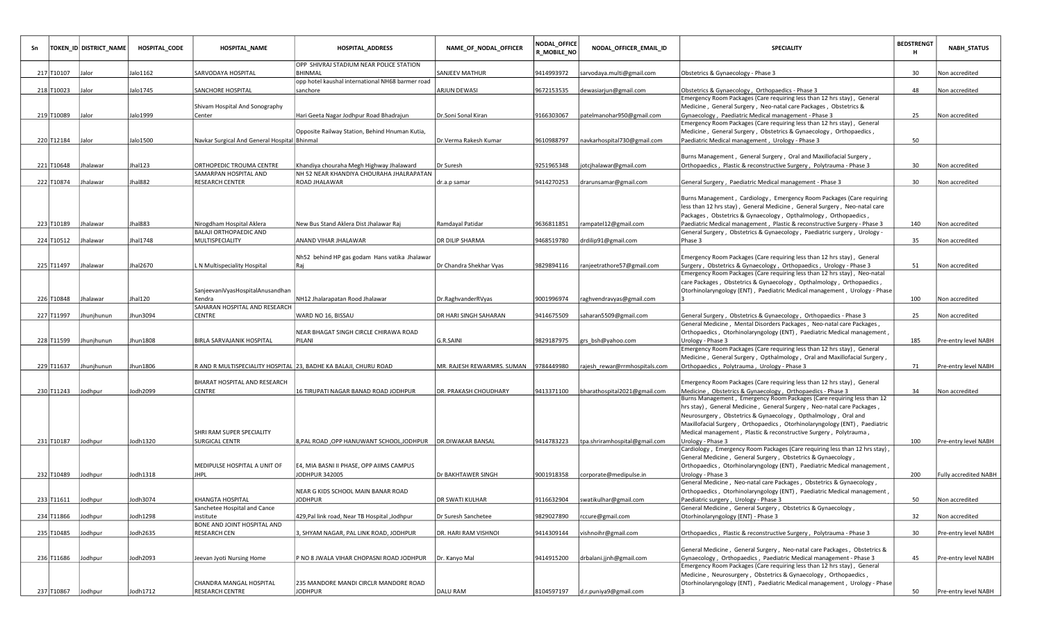| Sn | TOKEN_ID | DISTRICT_NAME | HOSPITAL_CODE | HOSPITAL_NAME | HOSPITAL_ADDRESS | NAME_OF_NODAL_OFFICER | NODAL_OFFICER_MOBILE_NO | NODAL_OFFICER_EMAIL_ID | SPECIALITY | BEDSTRENGTH | NABH_STATUS |
|---|---|---|---|---|---|---|---|---|---|---|---|
| 217 | T10107 | Jalor | Jalo1162 | SARVODAYA HOSPITAL | OPP SHIVRAJ STADIUM NEAR POLICE STATION BHINMAL | SANJEEV MATHUR | 9414993972 | sarvodaya.multi@gmail.com | Obstetrics & Gynaecology - Phase 3 | 30 | Non accredited |
| 218 | T10023 | Jalor | Jalo1745 | SANCHORE HOSPITAL | opp hotel kaushal international NH68 barmer road sanchore | ARJUN DEWASI | 9672153535 | dewasiarjun@gmail.com | Obstetrics & Gynaecology , Orthopaedics - Phase 3 | 48 | Non accredited |
| 219 | T10089 | Jalor | Jalo1999 | Shivam Hospital And Sonography Center | Hari Geeta Nagar Jodhpur Road Bhadrajun | Dr.Soni Sonal Kiran | 9166303067 | patelmanohar950@gmail.com | Emergency Room Packages (Care requiring less than 12 hrs stay) , General Medicine , General Surgery , Neo-natal care Packages , Obstetrics & Gynaecology , Paediatric Medical management - Phase 3 | 25 | Non accredited |
| 220 | T12184 | Jalor | Jalo1500 | Navkar Surgical And General Hospital | Opposite Railway Station, Behind Hnuman Kutia, Bhinmal | Dr.Verma Rakesh Kumar | 9610988797 | navkarhospital730@gmail.com | Emergency Room Packages (Care requiring less than 12 hrs stay) , General Medicine , General Surgery , Obstetrics & Gynaecology , Orthopaedics , Paediatric Medical management , Urology - Phase 3 | 50 | |
| 221 | T10648 | Jhalawar | Jhal123 | ORTHOPEDIC TROUMA CENTRE | Khandiya chouraha Megh Highway Jhalaward | Dr Suresh | 9251965348 | jotcjhalawar@gmail.com | Burns Management , General Surgery , Oral and Maxillofacial Surgery , Orthopaedics , Plastic & reconstructive Surgery , Polytrauma - Phase 3 | 30 | Non accredited |
| 222 | T10874 | Jhalawar | Jhal882 | SAMARPAN HOSPITAL AND RESEARCH CENTER | NH 52 NEAR KHANDIYA CHOURAHA JHALRAPATAN ROAD JHALAWAR | dr.a.p samar | 9414270253 | drarunsamar@gmail.com | General Surgery , Paediatric Medical management - Phase 3 | 30 | Non accredited |
| 223 | T10189 | Jhalawar | Jhal883 | Nirogdham Hospital Aklera | New Bus Stand Aklera Dist Jhalawar Raj | Ramdayal Patidar | 9636811851 | rampatel12@gmail.com | Burns Management , Cardiology , Emergency Room Packages (Care requiring less than 12 hrs stay) , General Medicine , General Surgery , Neo-natal care Packages , Obstetrics & Gynaecology , Opthalmology , Orthopaedics , Paediatric Medical management , Plastic & reconstructive Surgery - Phase 3 | 140 | Non accredited |
| 224 | T10512 | Jhalawar | Jhal1748 | BALAJI ORTHOPAEDIC AND MULTISPECIALITY | ANAND VIHAR JHALAWAR | DR DILIP SHARMA | 9468519780 | drdilip91@gmail.com | General Surgery , Obstetrics & Gynaecology , Paediatric surgery , Urology - Phase 3 | 35 | Non accredited |
| 225 | T11497 | Jhalawar | Jhal2670 | L N Multispeciality Hospital | Nh52 behind HP gas godam Hans vatika Jhalawar Raj | Dr Chandra Shekhar Vyas | 9829894116 | ranjeetrathore57@gmail.com | Emergency Room Packages (Care requiring less than 12 hrs stay) , General Surgery , Obstetrics & Gynaecology , Orthopaedics , Urology - Phase 3 | 51 | Non accredited |
| 226 | T10848 | Jhalawar | Jhal120 | SanjeevaniVyasHospitalAnusandhan Kendra | NH12 Jhalarapatan Rood Jhalawar | Dr.RaghvanderRVyas | 9001996974 | raghvendravyas@gmail.com | Emergency Room Packages (Care requiring less than 12 hrs stay) , Neo-natal care Packages , Obstetrics & Gynaecology , Opthalmology , Orthopaedics , Otorhinolaryngology (ENT) , Paediatric Medical management , Urology - Phase 3 | 100 | Non accredited |
| 227 | T11997 | Jhunjhunun | Jhun3094 | SAHARAN HOSPITAL AND RESEARCH CENTRE | WARD NO 16, BISSAU | DR HARI SINGH SAHARAN | 9414675509 | saharan5509@gmail.com | General Surgery , Obstetrics & Gynaecology , Orthopaedics - Phase 3 | 25 | Non accredited |
| 228 | T11599 | Jhunjhunun | Jhun1808 | BIRLA SARVAJANIK HOSPITAL | NEAR BHAGAT SINGH CIRCLE CHIRAWA ROAD PILANI | G.R.SAINI | 9829187975 | grs_bsh@yahoo.com | General Medicine , Mental Disorders Packages , Neo-natal care Packages , Orthopaedics , Otorhinolaryngology (ENT) , Paediatric Medical management , Urology - Phase 3 | 185 | Pre-entry level NABH |
| 229 | T11637 | Jhunjhunun | Jhun1806 | R AND R MULTISPECIALITY HOSPITAL | 23, BADHE KA BALAJI, CHURU ROAD | MR. RAJESH REWARMRS. SUMAN | 9784449980 | rajesh_rewar@rrmhospitals.com | Emergency Room Packages (Care requiring less than 12 hrs stay) , General Medicine , General Surgery , Opthalmology , Oral and Maxillofacial Surgery , Orthopaedics , Polytrauma , Urology - Phase 3 | 71 | Pre-entry level NABH |
| 230 | T11243 | Jodhpur | Jodh2099 | BHARAT HOSPITAL AND RESEARCH CENTRE | 16 TIRUPATI NAGAR BANAD ROAD JODHPUR | DR. PRAKASH CHOUDHARY | 9413371100 | bharathospital2021@gmail.com | Emergency Room Packages (Care requiring less than 12 hrs stay) , General Medicine , Obstetrics & Gynaecology , Orthopaedics - Phase 3 | 34 | Non accredited |
| 231 | T10187 | Jodhpur | Jodh1320 | SHRI RAM SUPER SPECIALITY SURGICAL CENTR | 8,PAL ROAD ,OPP HANUWANT SCHOOL,JODHPUR | DR.DIWAKAR BANSAL | 9414783223 | tpa.shriramhospital@gmail.com | Burns Management , Emergency Room Packages (Care requiring less than 12 hrs stay) , General Medicine , General Surgery , Neo-natal care Packages , Neurosurgery , Obstetrics & Gynaecology , Opthalmology , Oral and Maxillofacial Surgery , Orthopaedics , Otorhinolaryngology (ENT) , Paediatric Medical management , Plastic & reconstructive Surgery , Polytrauma , Urology - Phase 3 | 100 | Pre-entry level NABH |
| 232 | T10489 | Jodhpur | Jodh1318 | MEDIPULSE HOSPITAL A UNIT OF JHPL | E4, MIA BASNI II PHASE, OPP AIIMS CAMPUS JODHPUR 342005 | Dr BAKHTAWER SINGH | 9001918358 | corporate@medipulse.in | Cardiology , Emergency Room Packages (Care requiring less than 12 hrs stay) , General Medicine , General Surgery , Obstetrics & Gynaecology , Orthopaedics , Otorhinolaryngology (ENT) , Paediatric Medical management , Urology - Phase 3 | 200 | Fully accredited NABH |
| 233 | T11611 | Jodhpur | Jodh3074 | KHANGTA HOSPITAL | NEAR G KIDS SCHOOL MAIN BANAR ROAD JODHPUR | DR SWATI KULHAR | 9116632904 | swatikulhar@gmail.com | General Medicine , Neo-natal care Packages , Obstetrics & Gynaecology , Orthopaedics , Otorhinolaryngology (ENT) , Paediatric Medical management , Paediatric surgery , Urology - Phase 3 | 50 | Non accredited |
| 234 | T11866 | Jodhpur | Jodh1298 | Sanchetee Hospital and Cance institute | 429,Pal link road, Near TB Hospital ,Jodhpur | Dr Suresh Sanchetee | 9829027890 | rccure@gmail.com | General Medicine , General Surgery , Obstetrics & Gynaecology , Otorhinolaryngology (ENT) - Phase 3 | 32 | Non accredited |
| 235 | T10485 | Jodhpur | Jodh2635 | BONE AND JOINT HOSPITAL AND RESEARCH CEN | 3, SHYAM NAGAR, PAL LINK ROAD, JODHPUR | DR. HARI RAM VISHNOI | 9414309144 | vishnoihr@gmail.com | Orthopaedics , Plastic & reconstructive Surgery , Polytrauma - Phase 3 | 30 | Pre-entry level NABH |
| 236 | T11686 | Jodhpur | Jodh2093 | Jeevan Jyoti Nursing Home | P NO 8 JWALA VIHAR CHOPASNI ROAD JODHPUR | Dr. Kanyo Mal | 9414915200 | drbalani.jjnh@gmail.com | General Medicine , General Surgery , Neo-natal care Packages , Obstetrics & Gynaecology , Orthopaedics , Paediatric Medical management - Phase 3 | 45 | Pre-entry level NABH |
| 237 | T10867 | Jodhpur | Jodh1712 | CHANDRA MANGAL HOSPITAL RESEARCH CENTRE | 235 MANDORE MANDI CIRCLR MANDORE ROAD JODHPUR | DALU RAM | 8104597197 | d.r.puniya9@gmail.com | Emergency Room Packages (Care requiring less than 12 hrs stay) , General Medicine , Neurosurgery , Obstetrics & Gynaecology , Orthopaedics , Otorhinolaryngology (ENT) , Paediatric Medical management , Urology - Phase 3 | 50 | Pre-entry level NABH |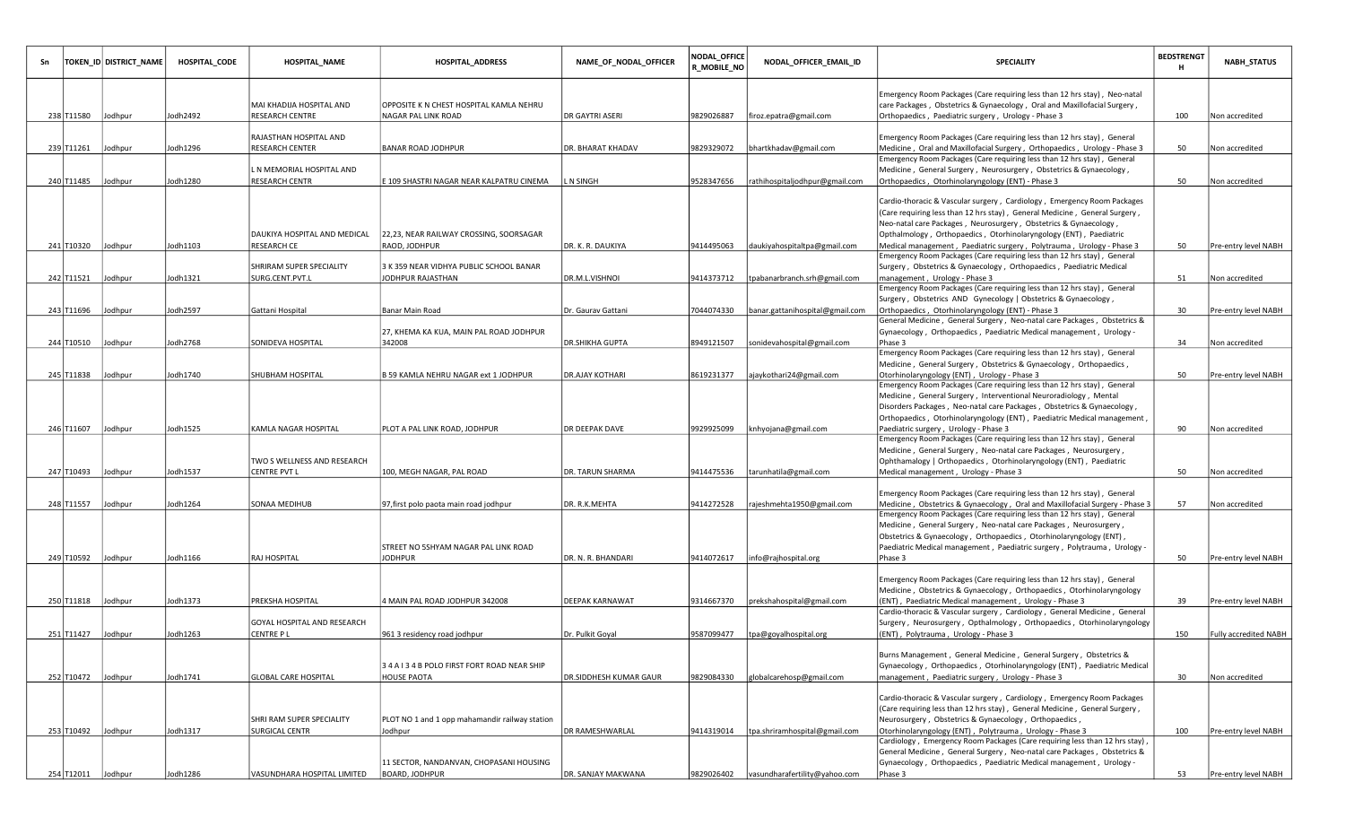| Sn | TOKEN_ID | DISTRICT_NAME | HOSPITAL_CODE | HOSPITAL_NAME | HOSPITAL_ADDRESS | NAME_OF_NODAL_OFFICER | NODAL_OFFICER_MOBILE_NO | NODAL_OFFICER_EMAIL_ID | SPECIALITY | BEDSTRENGTH | NABH_STATUS |
|---|---|---|---|---|---|---|---|---|---|---|---|
| 238 | T11580 | Jodhpur | Jodh2492 | MAI KHADIJA HOSPITAL AND RESEARCH CENTRE | OPPOSITE K N CHEST HOSPITAL KAMLA NEHRU NAGAR PAL LINK ROAD | DR GAYTRI ASERI | 9829026887 | firoz.epatra@gmail.com | Emergency Room Packages (Care requiring less than 12 hrs stay) , Neo-natal care Packages , Obstetrics & Gynaecology , Oral and Maxillofacial Surgery , Orthopaedics , Paediatric surgery , Urology - Phase 3 | 100 | Non accredited |
| 239 | T11261 | Jodhpur | Jodh1296 | RAJASTHAN HOSPITAL AND RESEARCH CENTER | BANAR ROAD JODHPUR | DR. BHARAT KHADAV | 9829329072 | bhartkhadav@gmail.com | Emergency Room Packages (Care requiring less than 12 hrs stay) , General Medicine , Oral and Maxillofacial Surgery , Orthopaedics , Urology - Phase 3 | 50 | Non accredited |
| 240 | T11485 | Jodhpur | Jodh1280 | L N MEMORIAL HOSPITAL AND RESEARCH CENTR | E 109 SHASTRI NAGAR NEAR KALPATRU CINEMA | L N SINGH | 9528347656 | rathihospitaljodhpur@gmail.com | Emergency Room Packages (Care requiring less than 12 hrs stay) , General Medicine , General Surgery , Neurosurgery , Obstetrics & Gynaecology , Orthopaedics , Otorhinolaryngology (ENT) - Phase 3 | 50 | Non accredited |
| 241 | T10320 | Jodhpur | Jodh1103 | DAUKIYA HOSPITAL AND MEDICAL RESEARCH CE | 22,23, NEAR RAILWAY CROSSING, SOORSAGAR RAOD, JODHPUR | DR. K. R. DAUKIYA | 9414495063 | daukiyahospitaltpa@gmail.com | Cardio-thoracic & Vascular surgery , Cardiology , Emergency Room Packages (Care requiring less than 12 hrs stay) , General Medicine , General Surgery , Neo-natal care Packages , Neurosurgery , Obstetrics & Gynaecology , Opthalmology , Orthopaedics , Otorhinolaryngology (ENT) , Paediatric Medical management , Paediatric surgery , Polytrauma , Urology - Phase 3 | 50 | Pre-entry level NABH |
| 242 | T11521 | Jodhpur | Jodh1321 | SHRIRAM SUPER SPECIALITY SURG.CENT.PVT.L | 3 K 359 NEAR VIDHYA PUBLIC SCHOOL BANAR JODHPUR RAJASTHAN | DR.M.L.VISHNOI | 9414373712 | tpabanarbranch.srh@gmail.com | Emergency Room Packages (Care requiring less than 12 hrs stay) , General Surgery , Obstetrics & Gynaecology , Orthopaedics , Paediatric Medical management , Urology - Phase 3 | 51 | Non accredited |
| 243 | T11696 | Jodhpur | Jodh2597 | Gattani Hospital | Banar Main Road | Dr. Gaurav Gattani | 7044074330 | banar.gattanihospital@gmail.com | Emergency Room Packages (Care requiring less than 12 hrs stay) , General Surgery , Obstetrics AND Gynecology \| Obstetrics & Gynaecology , Orthopaedics , Otorhinolaryngology (ENT) - Phase 3 | 30 | Pre-entry level NABH |
| 244 | T10510 | Jodhpur | Jodh2768 | SONIDEVA HOSPITAL | 27, KHEMA KA KUA, MAIN PAL ROAD JODHPUR 342008 | DR.SHIKHA GUPTA | 8949121507 | sonidevahospital@gmail.com | General Medicine , General Surgery , Neo-natal care Packages , Obstetrics & Gynaecology , Orthopaedics , Paediatric Medical management , Urology - Phase 3 | 34 | Non accredited |
| 245 | T11838 | Jodhpur | Jodh1740 | SHUBHAM HOSPITAL | B 59 KAMLA NEHRU NAGAR ext 1 JODHPUR | DR.AJAY KOTHARI | 8619231377 | ajaykothari24@gmail.com | Emergency Room Packages (Care requiring less than 12 hrs stay) , General Medicine , General Surgery , Obstetrics & Gynaecology , Orthopaedics , Otorhinolaryngology (ENT) , Urology - Phase 3 | 50 | Pre-entry level NABH |
| 246 | T11607 | Jodhpur | Jodh1525 | KAMLA NAGAR HOSPITAL | PLOT A PAL LINK ROAD, JODHPUR | DR DEEPAK DAVE | 9929925099 | knhyojana@gmail.com | Emergency Room Packages (Care requiring less than 12 hrs stay) , General Medicine , General Surgery , Interventional Neuroradiology , Mental Disorders Packages , Neo-natal care Packages , Obstetrics & Gynaecology , Orthopaedics , Otorhinolaryngology (ENT) , Paediatric Medical management , Paediatric surgery , Urology - Phase 3 | 90 | Non accredited |
| 247 | T10493 | Jodhpur | Jodh1537 | TWO S WELLNESS AND RESEARCH CENTRE PVT L | 100, MEGH NAGAR, PAL ROAD | DR. TARUN SHARMA | 9414475536 | tarunhatila@gmail.com | Emergency Room Packages (Care requiring less than 12 hrs stay) , General Medicine , General Surgery , Neo-natal care Packages , Neurosurgery , Ophthamalogy \| Orthopaedics , Otorhinolaryngology (ENT) , Paediatric Medical management , Urology - Phase 3 | 50 | Non accredited |
| 248 | T11557 | Jodhpur | Jodh1264 | SONAA MEDIHUB | 97,first polo paota main road jodhpur | DR. R.K.MEHTA | 9414272528 | rajeshmehta1950@gmail.com | Emergency Room Packages (Care requiring less than 12 hrs stay) , General Medicine , Obstetrics & Gynaecology , Oral and Maxillofacial Surgery - Phase 3 | 57 | Non accredited |
| 249 | T10592 | Jodhpur | Jodh1166 | RAJ HOSPITAL | STREET NO 5SHYAM NAGAR PAL LINK ROAD JODHPUR | DR. N. R. BHANDARI | 9414072617 | info@rajhospital.org | Emergency Room Packages (Care requiring less than 12 hrs stay) , General Medicine , General Surgery , Neo-natal care Packages , Neurosurgery , Obstetrics & Gynaecology , Orthopaedics , Otorhinolaryngology (ENT) , Paediatric Medical management , Paediatric surgery , Polytrauma , Urology - Phase 3 | 50 | Pre-entry level NABH |
| 250 | T11818 | Jodhpur | Jodh1373 | PREKSHA HOSPITAL | 4 MAIN PAL ROAD JODHPUR 342008 | DEEPAK KARNAWAT | 9314667370 | prekshahospital@gmail.com | Emergency Room Packages (Care requiring less than 12 hrs stay) , General Medicine , Obstetrics & Gynaecology , Orthopaedics , Otorhinolaryngology (ENT) , Paediatric Medical management , Urology - Phase 3 | 39 | Pre-entry level NABH |
| 251 | T11427 | Jodhpur | Jodh1263 | GOYAL HOSPITAL AND RESEARCH CENTRE P L | 961 3 residency road jodhpur | Dr. Pulkit Goyal | 9587099477 | tpa@goyalhospital.org | Cardio-thoracic & Vascular surgery , Cardiology , General Medicine , General Surgery , Neurosurgery , Opthalmology , Orthopaedics , Otorhinolaryngology (ENT) , Polytrauma , Urology - Phase 3 | 150 | Fully accredited NABH |
| 252 | T10472 | Jodhpur | Jodh1741 | GLOBAL CARE HOSPITAL | 3 4 A I 3 4 B POLO FIRST FORT ROAD NEAR SHIP HOUSE PAOTA | DR.SIDDHESH KUMAR GAUR | 9829084330 | globalcarehosp@gmail.com | Burns Management , General Medicine , General Surgery , Obstetrics & Gynaecology , Orthopaedics , Otorhinolaryngology (ENT) , Paediatric Medical management , Paediatric surgery , Urology - Phase 3 | 30 | Non accredited |
| 253 | T10492 | Jodhpur | Jodh1317 | SHRI RAM SUPER SPECIALITY SURGICAL CENTR | PLOT NO 1 and 1 opp mahamandir railway station Jodhpur | DR RAMESHWARLAL | 9414319014 | tpa.shriramhospital@gmail.com | Cardio-thoracic & Vascular surgery , Cardiology , Emergency Room Packages (Care requiring less than 12 hrs stay) , General Medicine , General Surgery , Neurosurgery , Obstetrics & Gynaecology , Orthopaedics , Otorhinolaryngology (ENT) , Polytrauma , Urology - Phase 3 | 100 | Pre-entry level NABH |
| 254 | T12011 | Jodhpur | Jodh1286 | VASUNDHARA HOSPITAL LIMITED | 11 SECTOR, NANDANVAN, CHOPASANI HOUSING BOARD, JODHPUR | DR. SANJAY MAKWANA | 9829026402 | vasundharafertility@yahoo.com | Cardiology , Emergency Room Packages (Care requiring less than 12 hrs stay) , General Medicine , General Surgery , Neo-natal care Packages , Obstetrics & Gynaecology , Orthopaedics , Paediatric Medical management , Urology - Phase 3 | 53 | Pre-entry level NABH |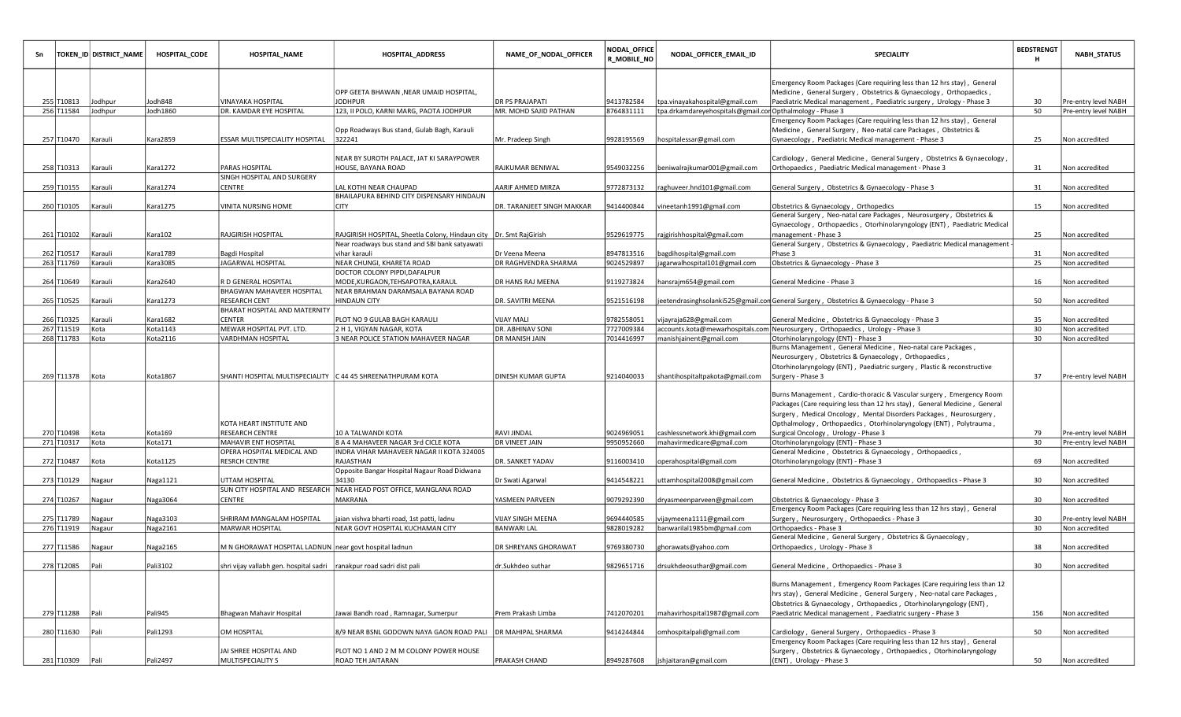| Sn | TOKEN_ID | DISTRICT_NAME | HOSPITAL_CODE | HOSPITAL_NAME | HOSPITAL_ADDRESS | NAME_OF_NODAL_OFFICER | NODAL_OFFICER_MOBILE_NO | NODAL_OFFICER_EMAIL_ID | SPECIALITY | BEDSTRENGTH | NABH_STATUS |
|---|---|---|---|---|---|---|---|---|---|---|---|
| 255 | T10813 | Jodhpur | Jodh848 | VINAYAKA HOSPITAL | OPP GEETA BHAWAN ,NEAR UMAID HOSPITAL, JODHPUR | DR PS PRAJAPATI | 9413782584 | tpa.vinayakahospital@gmail.com | Emergency Room Packages (Care requiring less than 12 hrs stay) , General Medicine , General Surgery , Obstetrics & Gynaecology , Orthopaedics , Paediatric Medical management , Paediatric surgery , Urology - Phase 3 | 30 | Pre-entry level NABH |
| 256 | T11584 | Jodhpur | Jodh1860 | DR. KAMDAR EYE HOSPITAL | 123, II POLO, KARNI MARG, PAOTA JODHPUR | MR. MOHD SAJID PATHAN | 8764831111 | tpa.drkamdareyehospitals@gmail.cor | Opthalmology - Phase 3 | 50 | Pre-entry level NABH |
| 257 | T10470 | Karauli | Kara2859 | ESSAR MULTISPECIALITY HOSPITAL | Opp Roadways Bus stand, Gulab Bagh, Karauli 322241 | Mr. Pradeep Singh | 9928195569 | hospitalessar@gmail.com | Emergency Room Packages (Care requiring less than 12 hrs stay) , General Medicine , General Surgery , Neo-natal care Packages , Obstetrics & Gynaecology , Paediatric Medical management - Phase 3 | 25 | Non accredited |
| 258 | T10313 | Karauli | Kara1272 | PARAS HOSPITAL | NEAR BY SUROTH PALACE, JAT KI SARAYPOWER HOUSE, BAYANA ROAD | RAJKUMAR BENIWAL | 9549032256 | beniwalrajkumar001@gmail.com | Cardiology , General Medicine , General Surgery , Obstetrics & Gynaecology , Orthopaedics , Paediatric Medical management - Phase 3 | 31 | Non accredited |
| 259 | T10155 | Karauli | Kara1274 | SINGH HOSPITAL AND SURGERY CENTRE | LAL KOTHI NEAR CHAUPAD | AARIF AHMED MIRZA | 9772873132 | raghuveer.hnd101@gmail.com | General Surgery , Obstetrics & Gynaecology - Phase 3 | 31 | Non accredited |
| 260 | T10105 | Karauli | Kara1275 | VINITA NURSING HOME | BHAILAPURA BEHIND CITY DISPENSARY HINDAUN CITY | DR. TARANJEET SINGH MAKKAR | 9414400844 | vineetanh1991@gmail.com | Obstetrics & Gynaecology , Orthopedics | 15 | Non accredited |
| 261 | T10102 | Karauli | Kara102 | RAJGIRISH HOSPITAL | RAJGIRISH HOSPITAL, Sheetla Colony, Hindaun city | Dr. Smt RajGirish | 9529619775 | rajgirishhospital@gmail.com | General Surgery , Neo-natal care Packages , Neurosurgery , Obstetrics & Gynaecology , Orthopaedics , Otorhinolaryngology (ENT) , Paediatric Medical management - Phase 3 | 25 | Non accredited |
| 262 | T10517 | Karauli | Kara1789 | Bagdi Hospital | Near roadways bus stand and SBI bank satyawati vihar karauli | Dr Veena Meena | 8947813516 | bagdihospital@gmail.com | General Surgery , Obstetrics & Gynaecology , Paediatric Medical management - Phase 3 | 31 | Non accredited |
| 263 | T11769 | Karauli | Kara3085 | JAGARWAL HOSPITAL | NEAR CHUNGI, KHARETA ROAD | DR RAGHVENDRA SHARMA | 9024529897 | jagarwalhospital101@gmail.com | Obstetrics & Gynaecology - Phase 3 | 25 | Non accredited |
| 264 | T10649 | Karauli | Kara2640 | R D GENERAL HOSPITAL | DOCTOR COLONY PIPDI,DAFALPUR MODE,KURGAON,TEHSAPOTRA,KARAUL | DR HANS RAJ MEENA | 9119273824 | hansrajm654@gmail.com | General Medicine - Phase 3 | 16 | Non accredited |
| 265 | T10525 | Karauli | Kara1273 | BHAGWAN MAHAVEER HOSPITAL RESEARCH CENTR | NEAR BRAHMAN DARAMSALA BAYANA ROAD HINDAUN CITY | DR. SAVITRI MEENA | 9521516198 | jeetendrasinghsolanki525@gmail.con | General Surgery , Obstetrics & Gynaecology - Phase 3 | 50 | Non accredited |
| 266 | T10325 | Karauli | Kara1682 | BHARAT HOSPITAL AND MATERNITY CENTER | PLOT NO 9 GULAB BAGH KARAULI | VIJAY MALI | 9782558051 | vijayraja628@gmail.com | General Medicine , Obstetrics & Gynaecology - Phase 3 | 35 | Non accredited |
| 267 | T11519 | Kota | Kota1143 | MEWAR HOSPITAL PVT. LTD. | 2 H 1, VIGYAN NAGAR, KOTA | DR. ABHINAV SONI | 7727009384 | accounts.kota@mewarhospitals.com | Neurosurgery , Orthopaedics , Urology - Phase 3 | 30 | Non accredited |
| 268 | T11783 | Kota | Kota2116 | VARDHMAN HOSPITAL | 3 NEAR POLICE STATION MAHAVEER NAGAR | DR MANISH JAIN | 7014416997 | manishjainent@gmail.com | Otorhinolaryngology (ENT) - Phase 3 | 30 | Non accredited |
| 269 | T11378 | Kota | Kota1867 | SHANTI HOSPITAL MULTISPECIALITY | C 44 45 SHREENATHPURAM KOTA | DINESH KUMAR GUPTA | 9214040033 | shantihospitaltpakota@gmail.com | Burns Management , General Medicine , Neo-natal care Packages , Neurosurgery , Obstetrics & Gynaecology , Orthopaedics , Otorhinolaryngology (ENT) , Paediatric surgery , Plastic & reconstructive Surgery - Phase 3 | 37 | Pre-entry level NABH |
| 270 | T10498 | Kota | Kota169 | KOTA HEART INSTITUTE AND RESEARCH CENTRE | 10 A TALWANDI KOTA | RAVI JINDAL | 9024969051 | cashlessnetwork.khi@gmail.com | Burns Management , Cardio-thoracic & Vascular surgery , Emergency Room Packages (Care requiring less than 12 hrs stay) , General Medicine , General Surgery , Medical Oncology , Mental Disorders Packages , Neurosurgery , Opthalmology , Orthopaedics , Otorhinolaryngology (ENT) , Polytrauma , Surgical Oncology , Urology - Phase 3 | 79 | Pre-entry level NABH |
| 271 | T10317 | Kota | Kota171 | MAHAVIR ENT HOSPITAL | 8 A 4 MAHAVEER NAGAR 3rd CICLE KOTA | DR VINEET JAIN | 9950952660 | mahavirmedicare@gmail.com | Otorhinolaryngology (ENT) - Phase 3 | 30 | Pre-entry level NABH |
| 272 | T10487 | Kota | Kota1125 | OPERA HOSPITAL MEDICAL AND RESRCH CENTRE | INDRA VIHAR MAHAVEER NAGAR II KOTA 324005 RAJASTHAN | DR. SANKET YADAV | 9116003410 | operahospital@gmail.com | General Medicine , Obstetrics & Gynaecology , Orthopaedics , Otorhinolaryngology (ENT) - Phase 3 | 69 | Non accredited |
| 273 | T10129 | Nagaur | Naga1121 | UTTAM HOSPITAL | Opposite Bangar Hospital Nagaur Road Didwana 34130 | Dr Swati Agarwal | 9414548221 | uttamhospital2008@gmail.com | General Medicine , Obstetrics & Gynaecology , Orthopaedics - Phase 3 | 30 | Non accredited |
| 274 | T10267 | Nagaur | Naga3064 | SUN CITY HOSPITAL AND RESEARCH CENTRE | NEAR HEAD POST OFFICE, MANGLANA ROAD MAKRANA | YASMEEN PARVEEN | 9079292390 | dryasmeenparveen@gmail.com | Obstetrics & Gynaecology - Phase 3 | 30 | Non accredited |
| 275 | T11789 | Nagaur | Naga3103 | SHRIRAM MANGALAM HOSPITAL | jaian vishva bharti road, 1st patti, ladnu | VIJAY SINGH MEENA | 9694440585 | vijaymeena1111@gmail.com | Emergency Room Packages (Care requiring less than 12 hrs stay) , General Surgery , Neurosurgery , Orthopaedics - Phase 3 | 30 | Pre-entry level NABH |
| 276 | T11919 | Nagaur | Naga2161 | MARWAR HOSPITAL | NEAR GOVT HOSPITAL KUCHAMAN CITY | BANWARI LAL | 9828019282 | banwarilal1985bm@gmail.com | Orthopaedics - Phase 3 | 30 | Non accredited |
| 277 | T11586 | Nagaur | Naga2165 | M N GHORAWAT HOSPITAL LADNUN | near govt hospital ladnun | DR SHREYANS GHORAWAT | 9769380730 | ghorawats@yahoo.com | General Medicine , General Surgery , Obstetrics & Gynaecology , Orthopaedics , Urology - Phase 3 | 38 | Non accredited |
| 278 | T12085 | Pali | Pali3102 | shri vijay vallabh gen. hospital sadri | ranakpur road sadri dist pali | dr.Sukhdeo suthar | 9829651716 | drsukhdeosuthar@gmail.com | General Medicine , Orthopaedics - Phase 3 | 30 | Non accredited |
| 279 | T11288 | Pali | Pali945 | Bhagwan Mahavir Hospital | Jawai Bandh road , Ramnagar, Sumerpur | Prem Prakash Limba | 7412070201 | mahavirhospital1987@gmail.com | Burns Management , Emergency Room Packages (Care requiring less than 12 hrs stay) , General Medicine , General Surgery , Neo-natal care Packages , Obstetrics & Gynaecology , Orthopaedics , Otorhinolaryngology (ENT) , Paediatric Medical management , Paediatric surgery - Phase 3 | 156 | Non accredited |
| 280 | T11630 | Pali | Pali1293 | OM HOSPITAL | 8/9 NEAR BSNL GODOWN NAYA GAON ROAD PALI | DR MAHIPAL SHARMA | 9414244844 | omhospitalpali@gmail.com | Cardiology , General Surgery , Orthopaedics - Phase 3 | 50 | Non accredited |
| 281 | T10309 | Pali | Pali2497 | JAI SHREE HOSPITAL AND MULTISPECIALITY S | PLOT NO 1 AND 2 M M COLONY POWER HOUSE ROAD TEH JAITARAN | PRAKASH CHAND | 8949287608 | jshjaitaran@gmail.com | Emergency Room Packages (Care requiring less than 12 hrs stay) , General Surgery , Obstetrics & Gynaecology , Orthopaedics , Otorhinolaryngology (ENT) , Urology - Phase 3 | 50 | Non accredited |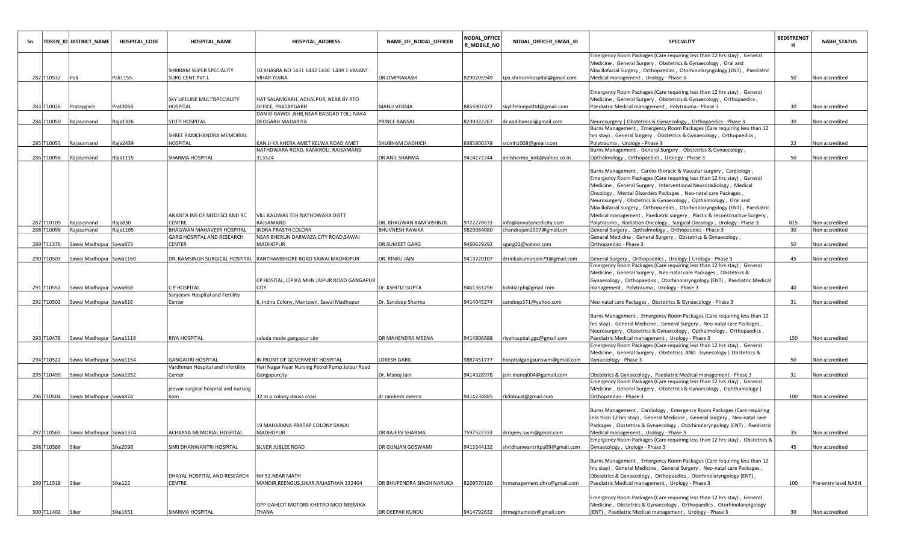| Sn | TOKEN_ID | DISTRICT_NAME | HOSPITAL_CODE | HOSPITAL_NAME | HOSPITAL_ADDRESS | NAME_OF_NODAL_OFFICER | NODAL_OFFICER_MOBILE_NO | NODAL_OFFICER_EMAIL_ID | SPECIALITY | BEDSTRENGTH | NABH_STATUS |
|---|---|---|---|---|---|---|---|---|---|---|---|
| 282 | T10532 | Pali | Pali1155 | SHRIRAM SUPER SPECIALITY SURG.CENT.PVT.L | 10 KHASRA NO 1431 1432 1436 1439 1 VASANT VIHAR YOJNA | DR.OMPRAKASH | 8290205949 | tpa.shriramhospital@gmail.com | Emergency Room Packages (Care requiring less than 12 hrs stay) , General Medicine , General Surgery , Obstetrics & Gynaecology , Oral and Maxillofacial Surgery , Orthopaedics , Otorhinolaryngology (ENT) , Paediatric Medical management , Urology - Phase 3 | 50 | Non accredited |
| 283 | T10026 | Pratapgarh | Prat3058 | SKY LIFELINE MULTISPECIALITY HOSPITAL | HAT SALAMGARH, ACHALPUR, NEAR BY RTO OFFICE, PRATAPGARH | MANU VERMA | 8855907472 | skylifelinepvtltd@gmail.com | Emergency Room Packages (Care requiring less than 12 hrs stay) , General Medicine , General Surgery , Obstetrics & Gynaecology , Orthopaedics , Paediatric Medical management , Polytrauma - Phase 3 | 30 | Non accredited |
| 284 | T10050 | Rajasamand | Raja1326 | STUTI HOSPITAL | DAN KI BAWDI ,NH8,NEAR BAGGAD TOLL NAKA DEOGARH MADARIYA | PRINCE BANSAL | 8239322267 | dr.aadibansal@gmail.com | Neurosurgery \| Obstetrics & Gynaecology , Orthopaedics - Phase 3 | 30 | Non accredited |
| 285 | T10055 | Rajasamand | Raja2439 | SHREE RAMCHANDRA MEMORIAL HOSPITAL | KAN JI KA KHERA AMET KELWA ROAD AMET | SHUBHAM DADHICH | 8385800378 | srcmh1008@gmail.com | Burns Management , Emergency Room Packages (Care requiring less than 12 hrs stay) , General Surgery , Obstetrics & Gynaecology , Orthopaedics , Polytrauma , Urology - Phase 3 | 22 | Non accredited |
| 286 | T10056 | Rajasamand | Raja1115 | SHARMA HOSPITAL | NATHDWARA ROAD, KANKROLI, RAJSAMAND 313324 | DR ANIL SHARMA | 9414172244 | anilsharma_knk@yahoo.co.in | Burns Management , General Surgery , Obstetrics & Gynaecology , Opthalmology , Orthopaedics , Urology - Phase 3 | 50 | Non accredited |
| 287 | T10109 | Rajasamand | Raja830 | ANANTA INS OF MEDI SCI AND RC CENTRE | VILL KALIWAS TEH NATHDWARA DISTT RAJSAMAND | DR. BHAGWAN RAM VISHNOI | 9772278633 | info@annatamedicity.com | Burns Management , Cardio-thoracic & Vascular surgery , Cardiology , Emergency Room Packages (Care requiring less than 12 hrs stay) , General Medicine , General Surgery , Interventional Neuroradiology , Medical Oncology , Mental Disorders Packages , Neo-natal care Packages , Neurosurgery , Obstetrics & Gynaecology , Opthalmology , Oral and Maxillofacial Surgery , Orthopaedics , Otorhinolaryngology (ENT) , Paediatric Medical management , Paediatric surgery , Plastic & reconstructive Surgery , Polytrauma , Radiation Oncology , Surgical Oncology , Urology - Phase 3 | 815 | Non accredited |
| 288 | T10096 | Rajasamand | Raja1105 | BHAGWAN MAHAVEER HOSPITAL | INDRA PRASTH COLONY | BHUVNESH RAWKA | 9829084080 | chandrajain2007@gmail.cm | General Surgery , Opthalmology , Orthopaedics - Phase 3 | 30 | Non accredited |
| 289 | T11376 | Sawai Madhopur | Sawa873 | GARG HOSPITAL AND RESEARCH CENTER | NEAR BHERUN DARWAZA,CITY ROAD,SAWAI MADHOPUR | DR.SUMEET GARG | 9460629292 | sgarg22@yahoo.com | General Medicine , General Surgery , Obstetrics & Gynaecology , Orthopaedics - Phase 3 | 50 | Non accredited |
| 290 | T10503 | Sawai Madhopur | Sawa1160 | DR. RAMSINGH SURGICAL HOSPITAL | RANTHAMBHORE ROAD SAWAI MADHOPUR | DR. RINKU JAIN | 9413720107 | drrinkukumarjain79@gmail.com | General Surgery , Orthopaedics , Urology \| Urology - Phase 3 | 45 | Non accredited |
| 291 | T10552 | Sawai Madhopur | Sawa868 | C P HOSPITAL | CP HOSITAL, CIPIKA MHN JAIPUR ROAD GANGAPUR CITY | Dr. KSHITIZ GUPTA | 9461361256 | kshitizcph@gmail.com | Emergency Room Packages (Care requiring less than 12 hrs stay) , General Medicine , General Surgery , Neo-natal care Packages , Obstetrics & Gynaecology , Orthopaedics , Otorhinolaryngology (ENT) , Paediatric Medical management , Polytrauma , Urology - Phase 3 | 40 | Non accredited |
| 292 | T10502 | Sawai Madhopur | Sawa816 | Sanjeevni Hospital and Fertility Center | 6, Indira Colony, Mantown, Sawai Madhopur | Dr. Sandeep Sharma | 9414045274 | sandeep371@yahoo.com | Neo-natal care Packages , Obstetrics & Gynaecology - Phase 3 | 31 | Non accredited |
| 293 | T10478 | Sawai Madhopur | Sawa1118 | RIYA HOSPITAL | saloda mode gangapur city | DR MAHENDRA MEENA | 9414806888 | riyahospital.ggc@gmail.com | Burns Management , Emergency Room Packages (Care requiring less than 12 hrs stay) , General Medicine , General Surgery , Neo-natal care Packages , Neurosurgery , Obstetrics & Gynaecology , Opthalmology , Orthopaedics , Paediatric Medical management , Urology - Phase 3 | 150 | Non accredited |
| 294 | T10522 | Sawai Madhopur | Sawa1154 | GANGAURI HOSPITAL | IN FRONT OF GOVERMENT HOSPITAL | LOKESH GARG | 9887451777 | hospitalgangauriswm@gmail.com | Emergency Room Packages (Care requiring less than 12 hrs stay) , General Medicine , General Surgery , Obstetrics AND Gynecology \| Obstetrics & Gynaecology - Phase 3 | 50 | Non accredited |
| 295 | T10499 | Sawai Madhopur | Sawa1352 | Vardhman Hospital and Infertility Center | Hari Nagar Near Nursing Petrol Pump Jaipur Road Gangapurcity | Dr. Manoj Jain | 9414328978 | jain.manoj004@gamail.com | Obstetrics & Gynaecology , Paediatric Medical management - Phase 3 | 31 | Non accredited |
| 296 | T10504 | Sawai Madhopur | Sawa874 | jeevan surgical hospital and nursing hom | 32 m p colony dausa road | dr ramkesh meena | 9414234885 | rkdobwal@gmail.com | Emergency Room Packages (Care requiring less than 12 hrs stay) , General Medicine , General Surgery , Obstetrics & Gynaecology , Ophthamalogy \| Orthopaedics - Phase 3 | 100 | Non accredited |
| 297 | T10565 | Sawai Madhopur | Sawa1374 | ACHARYA MEMORIAL HOSPITAL | 19 MAHARANA PRATAP COLONY SAWAI MADHOPUR | DR RAJEEV SHARMA | 7597522333 | drrajeev.swm@gmail.com | Burns Management , Cardiology , Emergency Room Packages (Care requiring less than 12 hrs stay) , General Medicine , General Surgery , Neo-natal care Packages , Obstetrics & Gynaecology , Otorhinolaryngology (ENT) , Paediatric Medical management , Urology - Phase 3 | 35 | Non accredited |
| 298 | T10566 | Siker | Sike2098 | SHRI DHANWANTRI HOSPITAL | SILVER JUBLEE ROAD | DR GUNJAN GOSWAMI | 9413344132 | shridhanwantritpa09@gmail.com | Emergency Room Packages (Care requiring less than 12 hrs stay) , Obstetrics & Gynaecology , Urology - Phase 3 | 45 | Non accredited |
| 299 | T11518 | Siker | Sike122 | DHAYAL HOSPITAL AND RESEARCH CENTRE | NH 52,NEAR MATH MANDIR,REENGUS,SIKAR,RAJASTHAN 332404 | DR BHUPENDRA SINGH NARUKA | 8209570180 | hrmanagement.dhrc@gmail.com | Burns Management , Emergency Room Packages (Care requiring less than 12 hrs stay) , General Medicine , General Surgery , Neo-natal care Packages , Obstetrics & Gynaecology , Orthopaedics , Otorhinolaryngology (ENT) , Paediatric Medical management , Urology - Phase 3 | 100 | Pre-entry level NABH |
| 300 | T11402 | Siker | Sike1651 | SHARMA HOSPITAL | OPP GAHLOT MOTORS KHETRO MOD NEEM KA THANA | DR DEEPAK KUNDU | 9414792632 | drmeghamody@gmail.com | Emergency Room Packages (Care requiring less than 12 hrs stay) , General Medicine , Obstetrics & Gynaecology , Orthopaedics , Otorhinolaryngology (ENT) , Paediatric Medical management , Urology - Phase 3 | 30 | Non accredited |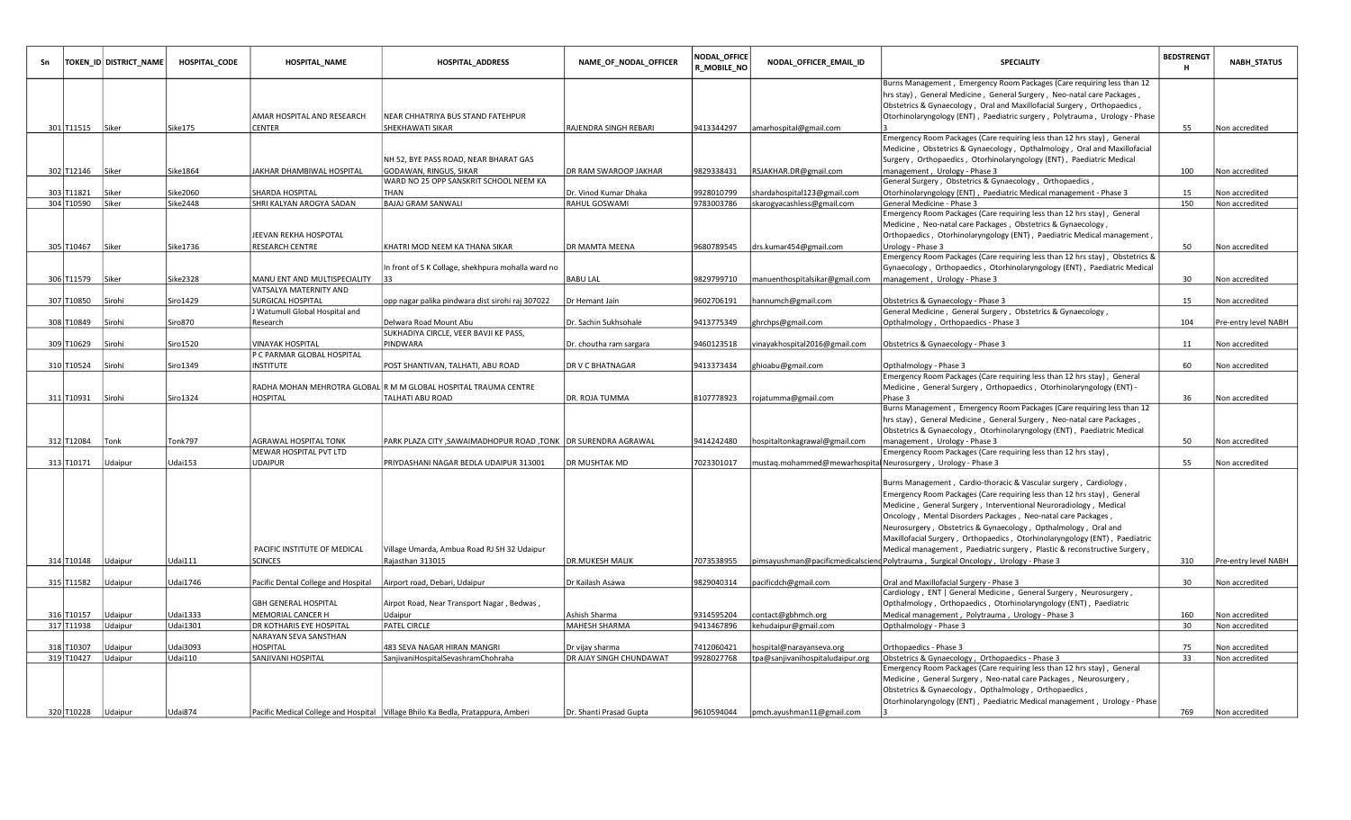| Sn | TOKEN_ID | DISTRICT_NAME | HOSPITAL_CODE | HOSPITAL_NAME | HOSPITAL_ADDRESS | NAME_OF_NODAL_OFFICER | NODAL_OFFICER_MOBILE_NO | NODAL_OFFICER_EMAIL_ID | SPECIALITY | BEDSTRENGTH | NABH_STATUS |
|---|---|---|---|---|---|---|---|---|---|---|---|
| 301 | T11515 | Siker | Sike175 | AMAR HOSPITAL AND RESEARCH CENTER | NEAR CHHATRIYA BUS STAND FATEHPUR SHEKHAWATI SIKAR | RAJENDRA SINGH REBARI | 9413344297 | amarhospital@gmail.com | Burns Management , Emergency Room Packages (Care requiring less than 12 hrs stay) , General Medicine , General Surgery , Neo-natal care Packages , Obstetrics & Gynaecology , Oral and Maxillofacial Surgery , Orthopaedics , Otorhinolaryngology (ENT) , Paediatric surgery , Polytrauma , Urology - Phase 3 | 55 | Non accredited |
| 302 | T12146 | Siker | Sike1864 | JAKHAR DHAMBIWAL HOSPITAL | NH 52, BYE PASS ROAD, NEAR BHARAT GAS GODAWAN, RINGUS, SIKAR | DR RAM SWAROOP JAKHAR | 9829338431 | RSJAKHAR.DR@gmail.com | Emergency Room Packages (Care requiring less than 12 hrs stay) , General Medicine , Obstetrics & Gynaecology , Opthalmology , Oral and Maxillofacial Surgery , Orthopaedics , Otorhinolaryngology (ENT) , Paediatric Medical management , Urology - Phase 3 | 100 | Non accredited |
| 303 | T11821 | Siker | Sike2060 | SHARDA HOSPITAL | WARD NO 25 OPP SANSKRIT SCHOOL NEEM KA THAN | Dr. Vinod Kumar Dhaka | 9928010799 | shardahospital123@gmail.com | General Surgery , Obstetrics & Gynaecology , Orthopaedics , Otorhinolaryngology (ENT) , Paediatric Medical management - Phase 3 | 15 | Non accredited |
| 304 | T10590 | Siker | Sike2448 | SHRI KALYAN AROGYA SADAN | BAJAJ GRAM SANWALI | RAHUL GOSWAMI | 9783003786 | skarogyacashless@gmail.com | General Medicine - Phase 3 | 150 | Non accredited |
| 305 | T10467 | Siker | Sike1736 | JEEVAN REKHA HOSPOTAL RESEARCH CENTRE | KHATRI MOD NEEM KA THANA SIKAR | DR MAMTA MEENA | 9680789545 | drs.kumar454@gmail.com | Emergency Room Packages (Care requiring less than 12 hrs stay) , General Medicine , Neo-natal care Packages , Obstetrics & Gynaecology , Orthopaedics , Otorhinolaryngology (ENT) , Paediatric Medical management , Urology - Phase 3 | 50 | Non accredited |
| 306 | T11579 | Siker | Sike2328 | MANU ENT AND MULTISPECIALITY | In front of S K Collage, shekhpura mohalla ward no 33 | BABU LAL | 9829799710 | manuenthospitalsikar@gmail.com | Emergency Room Packages (Care requiring less than 12 hrs stay) , Obstetrics & Gynaecology , Orthopaedics , Otorhinolaryngology (ENT) , Paediatric Medical management , Urology - Phase 3 | 30 | Non accredited |
| 307 | T10850 | Sirohi | Siro1429 | VATSALYA MATERNITY AND SURGICAL HOSPITAL | opp nagar palika pindwara dist sirohi raj 307022 | Dr Hemant Jain | 9602706191 | hannumch@gmail.com | Obstetrics & Gynaecology - Phase 3 | 15 | Non accredited |
| 308 | T10849 | Sirohi | Siro870 | J Watumull Global Hospital and Research | Delwara Road Mount Abu | Dr. Sachin Sukhsohale | 9413775349 | ghrchps@gmail.com | General Medicine , General Surgery , Obstetrics & Gynaecology , Opthalmology , Orthopaedics - Phase 3 | 104 | Pre-entry level NABH |
| 309 | T10629 | Sirohi | Siro1520 | VINAYAK HOSPITAL | SUKHADIYA CIRCLE, VEER BAVJI KE PASS, PINDWARA | Dr. choutha ram sargara | 9460123518 | vinayakhospital2016@gmail.com | Obstetrics & Gynaecology - Phase 3 | 11 | Non accredited |
| 310 | T10524 | Sirohi | Siro1349 | P C PARMAR GLOBAL HOSPITAL INSTITUTE | POST SHANTIVAN, TALHATI, ABU ROAD | DR V C BHATNAGAR | 9413373434 | ghioabu@gmail.com | Opthalmology - Phase 3 | 60 | Non accredited |
| 311 | T10931 | Sirohi | Siro1324 | RADHA MOHAN MEHROTRA GLOBAL HOSPITAL | R M M GLOBAL HOSPITAL TRAUMA CENTRE TALHATI ABU ROAD | DR. ROJA TUMMA | 8107778923 | rojatumma@gmail.com | Emergency Room Packages (Care requiring less than 12 hrs stay) , General Medicine , General Surgery , Orthopaedics , Otorhinolaryngology (ENT) - Phase 3 | 36 | Non accredited |
| 312 | T12084 | Tonk | Tonk797 | AGRAWAL HOSPITAL TONK | PARK PLAZA CITY ,SAWAIMADHOPUR ROAD ,TONK | DR SURENDRA AGRAWAL | 9414242480 | hospitaltonkagrawal@gmail.com | Burns Management , Emergency Room Packages (Care requiring less than 12 hrs stay) , General Medicine , General Surgery , Neo-natal care Packages , Obstetrics & Gynaecology , Otorhinolaryngology (ENT) , Paediatric Medical management , Urology - Phase 3 | 50 | Non accredited |
| 313 | T10171 | Udaipur | Udai153 | MEWAR HOSPITAL PVT LTD UDAIPUR | PRIYDASHANI NAGAR BEDLA UDAIPUR 313001 | DR MUSHTAK MD | 7023301017 | mustaq.mohammed@mewarhospital | Emergency Room Packages (Care requiring less than 12 hrs stay) , Neurosurgery , Urology - Phase 3 | 55 | Non accredited |
| 314 | T10148 | Udaipur | Udai111 | PACIFIC INSTITUTE OF MEDICAL SCINCES | Village Umarda, Ambua Road RJ SH 32 Udaipur Rajasthan 313015 | DR.MUKESH MALIK | 7073538955 | pimsayushman@pacificmedicalscienc | Burns Management , Cardio-thoracic & Vascular surgery , Cardiology , Emergency Room Packages (Care requiring less than 12 hrs stay) , General Medicine , General Surgery , Interventional Neuroradiology , Medical Oncology , Mental Disorders Packages , Neo-natal care Packages , Neurosurgery , Obstetrics & Gynaecology , Opthalmology , Oral and Maxillofacial Surgery , Orthopaedics , Otorhinolaryngology (ENT) , Paediatric Medical management , Paediatric surgery , Plastic & reconstructive Surgery , Polytrauma , Surgical Oncology , Urology - Phase 3 | 310 | Pre-entry level NABH |
| 315 | T11582 | Udaipur | Udai1746 | Pacific Dental College and Hospital | Airport road, Debari, Udaipur | Dr Kailash Asawa | 9829040314 | pacificdch@gmail.com | Oral and Maxillofacial Surgery - Phase 3 | 30 | Non accredited |
| 316 | T10157 | Udaipur | Udai1333 | GBH GENERAL HOSPITAL MEMORIAL CANCER H | Airpot Road, Near Transport Nagar , Bedwas , Udaipur | Ashish Sharma | 9314595204 | contact@gbhmch.org | Cardiology , ENT \| General Medicine , General Surgery , Neurosurgery , Opthalmology , Orthopaedics , Otorhinolaryngology (ENT) , Paediatric Medical management , Polytrauma , Urology - Phase 3 | 160 | Non accredited |
| 317 | T11938 | Udaipur | Udai1301 | DR KOTHARIS EYE HOSPITAL | PATEL CIRCLE | MAHESH SHARMA | 9413467896 | kehudaipur@gmail.com | Opthalmology - Phase 3 | 30 | Non accredited |
| 318 | T10307 | Udaipur | Udai3093 | NARAYAN SEVA SANSTHAN HOSPITAL | 483 SEVA NAGAR HIRAN MANGRI | Dr vijay sharma | 7412060421 | hospital@narayanseva.org | Orthopaedics - Phase 3 | 75 | Non accredited |
| 319 | T10427 | Udaipur | Udai110 | SANJIVANI HOSPITAL | SanjivaniHospitalSevashramChohraha | DR AJAY SINGH CHUNDAWAT | 9928027768 | tpa@sanjivanihospitaludaipur.org | Obstetrics & Gynaecology , Orthopaedics - Phase 3 | 33 | Non accredited |
| 320 | T10228 | Udaipur | Udai874 | Pacific Medical College and Hospital | Village Bhilo Ka Bedla, Pratappura, Amberi | Dr. Shanti Prasad Gupta | 9610594044 | pmch.ayushman11@gmail.com | Emergency Room Packages (Care requiring less than 12 hrs stay) , General Medicine , General Surgery , Neo-natal care Packages , Neurosurgery , Obstetrics & Gynaecology , Opthalmology , Orthopaedics , Otorhinolaryngology (ENT) , Paediatric Medical management , Urology - Phase 3 | 769 | Non accredited |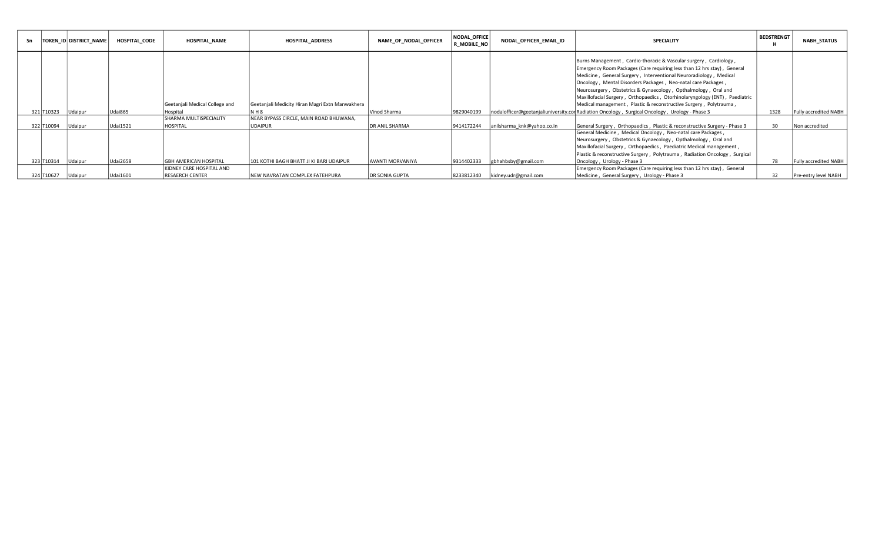| Sn | TOKEN_ID | DISTRICT_NAME | HOSPITAL_CODE | HOSPITAL_NAME | HOSPITAL_ADDRESS | NAME_OF_NODAL_OFFICER | NODAL_OFFICER_MOBILE_NO | NODAL_OFFICER_EMAIL_ID | SPECIALITY | BEDSTRENGTH | NABH_STATUS |
|---|---|---|---|---|---|---|---|---|---|---|---|
| 321 | T10323 | Udaipur | Udai865 | Geetanjali Medical College and Hospital | Geetanjali Medicity Hiran Magri Extn Manwakhera N H 8 | Vinod Sharma | 9829040199 | nodalofficer@geetanjaliuniversity.co | Burns Management , Cardio-thoracic & Vascular surgery , Cardiology , Emergency Room Packages (Care requiring less than 12 hrs stay) , General Medicine , General Surgery , Interventional Neuroradiology , Medical Oncology , Mental Disorders Packages , Neo-natal care Packages , Neurosurgery , Obstetrics & Gynaecology , Opthalmology , Oral and Maxillofacial Surgery , Orthopaedics , Otorhinolaryngology (ENT) , Paediatric Medical management , Plastic & reconstructive Surgery , Polytrauma , Radiation Oncology , Surgical Oncology , Urology - Phase 3 | 1328 | Fully accredited NABH |
| 322 | T10094 | Udaipur | Udai1521 | SHARMA MULTISPECIALITY HOSPITAL | NEAR BYPASS CIRCLE, MAIN ROAD BHUWANA, UDAIPUR | DR ANIL SHARMA | 9414172244 | anilsharma_knk@yahoo.co.in | General Surgery , Orthopaedics , Plastic & reconstructive Surgery - Phase 3 | 30 | Non accredited |
| 323 | T10314 | Udaipur | Udai2658 | GBH AMERICAN HOSPITAL | 101 KOTHI BAGH BHATT JI KI BARI UDAIPUR | AVANTI MORVANIYA | 9314402333 | gbhahbsby@gmail.com | General Medicine , Medical Oncology , Neo-natal care Packages , Neurosurgery , Obstetrics & Gynaecology , Opthalmology , Oral and Maxillofacial Surgery , Orthopaedics , Paediatric Medical management , Plastic & reconstructive Surgery , Polytrauma , Radiation Oncology , Surgical Oncology , Urology - Phase 3 | 78 | Fully accredited NABH |
| 324 | T10627 | Udaipur | Udai1601 | KIDNEY CARE HOSPITAL AND RESAERCH CENTER | NEW NAVRATAN COMPLEX FATEHPURA | DR SONIA GUPTA | 8233812340 | kidney.udr@gmail.com | Emergency Room Packages (Care requiring less than 12 hrs stay) , General Medicine , General Surgery , Urology - Phase 3 | 32 | Pre-entry level NABH |